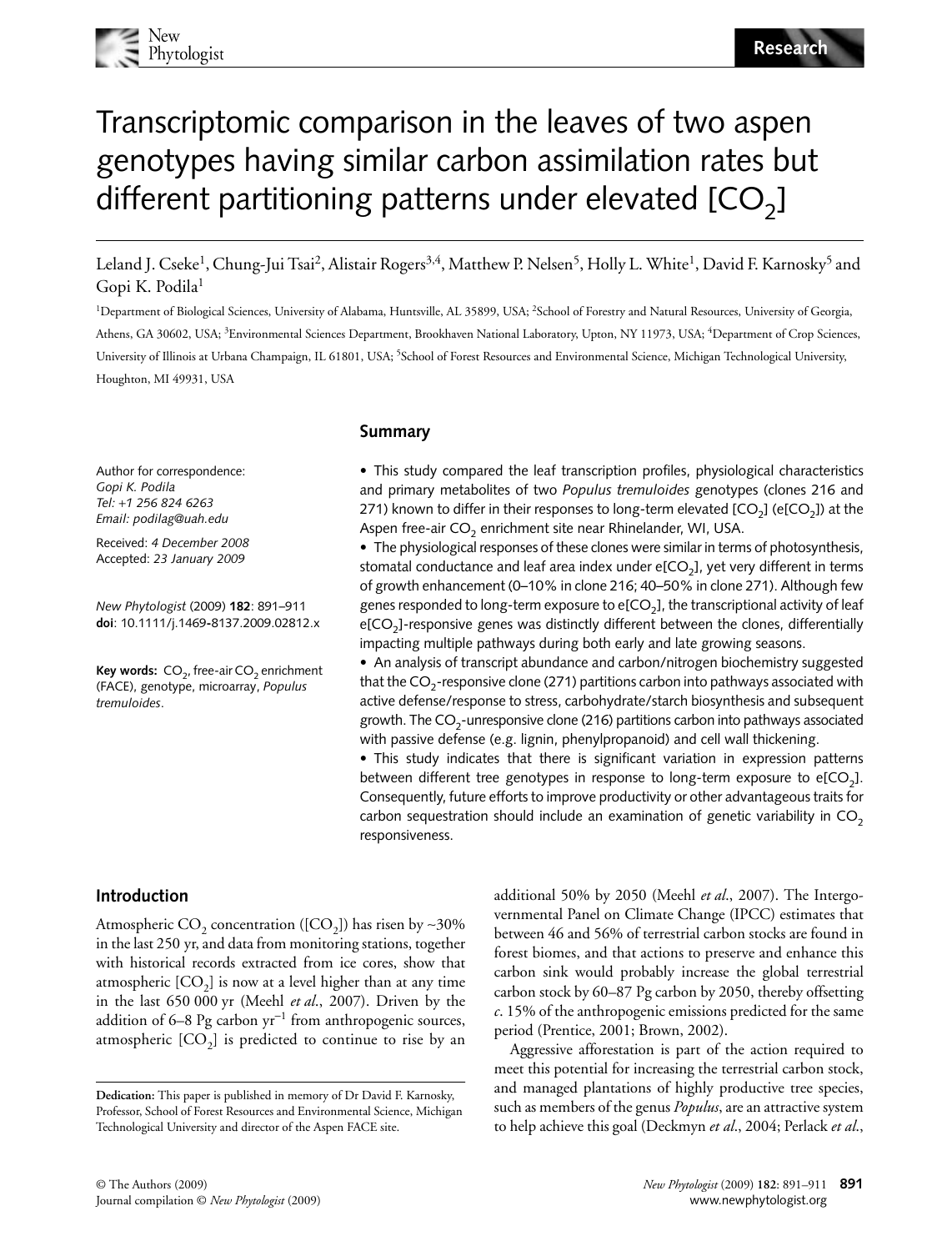# Transcriptomic comparison in the leaves of two aspen genotypes having similar carbon assimilation rates but different partitioning patterns under elevated [$CO_2$]

Leland J. Cseke[1], Chung-Jui Tsai[2], Alistair Rogers[3,4], Matthew P. Nelsen[5], Holly L. White[1], David F. Karnosky[5] and Gopi K. Podila[1]

[1]Department of Biological Sciences, University of Alabama, Huntsville, AL 35899, USA; [2]School of Forestry and Natural Resources, University of Georgia, Athens, GA 30602, USA; [3]Environmental Sciences Department, Brookhaven National Laboratory, Upton, NY 11973, USA; [4]Department of Crop Sciences, University of Illinois at Urbana Champaign, IL 61801, USA; [5]School of Forest Resources and Environmental Science, Michigan Technological University, Houghton, MI 49931, USA

Author for correspondence:
*Gopi K. Podila*
*Tel: +1 256 824 6263*
*Email: podilag@uah.edu*

Received: *4 December 2008*
Accepted: *23 January 2009*

*New Phytologist* (2009) **182**: 891–911
**doi**: 10.1111/j.1469-8137.2009.02812.x

**Key words:** $CO_2$, free-air $CO_2$ enrichment (FACE), genotype, microarray, *Populus tremuloides*.

## Summary

- This study compared the leaf transcription profiles, physiological characteristics and primary metabolites of two *Populus tremuloides* genotypes (clones 216 and 271) known to differ in their responses to long-term elevated [$CO_2$] (e[$CO_2$]) at the Aspen free-air $CO_2$ enrichment site near Rhinelander, WI, USA.
- The physiological responses of these clones were similar in terms of photosynthesis, stomatal conductance and leaf area index under e[$CO_2$], yet very different in terms of growth enhancement (0–10% in clone 216; 40–50% in clone 271). Although few genes responded to long-term exposure to e[$CO_2$], the transcriptional activity of leaf e[$CO_2$]-responsive genes was distinctly different between the clones, differentially impacting multiple pathways during both early and late growing seasons.
- An analysis of transcript abundance and carbon/nitrogen biochemistry suggested that the $CO_2$-responsive clone (271) partitions carbon into pathways associated with active defense/response to stress, carbohydrate/starch biosynthesis and subsequent growth. The $CO_2$-unresponsive clone (216) partitions carbon into pathways associated with passive defense (e.g. lignin, phenylpropanoid) and cell wall thickening.
- This study indicates that there is significant variation in expression patterns between different tree genotypes in response to long-term exposure to e[$CO_2$]. Consequently, future efforts to improve productivity or other advantageous traits for carbon sequestration should include an examination of genetic variability in $CO_2$ responsiveness.

## Introduction

Atmospheric $CO_2$ concentration ([$CO_2$]) has risen by ~30% in the last 250 yr, and data from monitoring stations, together with historical records extracted from ice cores, show that atmospheric [$CO_2$] is now at a level higher than at any time in the last 650 000 yr (Meehl *et al.*, 2007). Driven by the addition of 6–8 Pg carbon $yr^{-1}$ from anthropogenic sources, atmospheric [$CO_2$] is predicted to continue to rise by an additional 50% by 2050 (Meehl *et al.*, 2007). The Intergovernmental Panel on Climate Change (IPCC) estimates that between 46 and 56% of terrestrial carbon stocks are found in forest biomes, and that actions to preserve and enhance this carbon sink would probably increase the global terrestrial carbon stock by 60–87 Pg carbon by 2050, thereby offsetting *c*. 15% of the anthropogenic emissions predicted for the same period (Prentice, 2001; Brown, 2002).

Aggressive afforestation is part of the action required to meet this potential for increasing the terrestrial carbon stock, and managed plantations of highly productive tree species, such as members of the genus *Populus*, are an attractive system to help achieve this goal (Deckmyn *et al.*, 2004; Perlack *et al.*,

**Dedication:** This paper is published in memory of Dr David F. Karnosky, Professor, School of Forest Resources and Environmental Science, Michigan Technological University and director of the Aspen FACE site.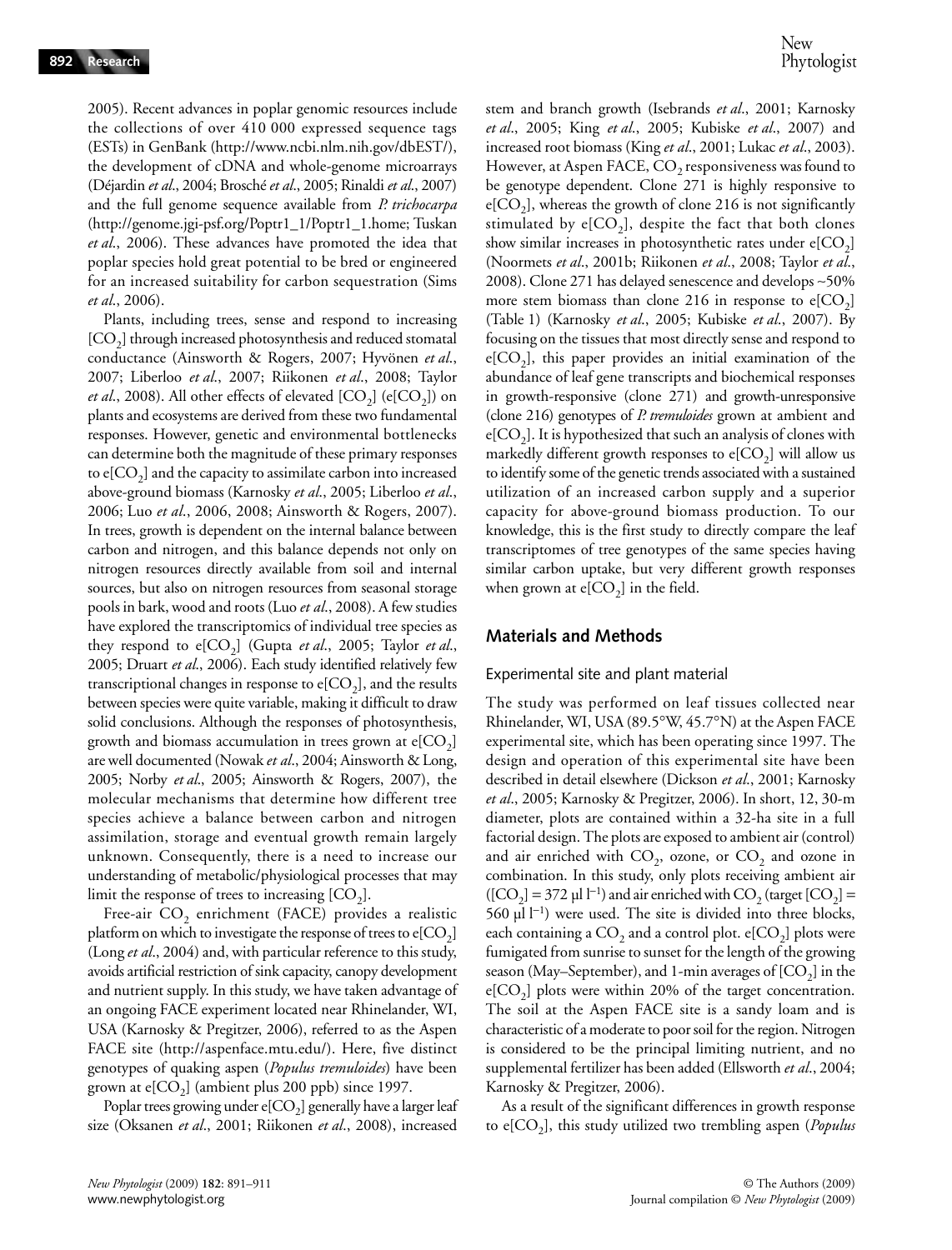2005). Recent advances in poplar genomic resources include the collections of over 410 000 expressed sequence tags (ESTs) in GenBank (http://www.ncbi.nlm.nih.gov/dbEST/), the development of cDNA and whole-genome microarrays (Déjardin *et al*., 2004; Brosché *et al*., 2005; Rinaldi *et al*., 2007) and the full genome sequence available from *P. trichocarpa* (http://genome.jgi-psf.org/Poptr1_1/Poptr1_1.home; Tuskan *et al*., 2006). These advances have promoted the idea that poplar species hold great potential to be bred or engineered for an increased suitability for carbon sequestration (Sims *et al*., 2006).

Plants, including trees, sense and respond to increasing [$CO_2$] through increased photosynthesis and reduced stomatal conductance (Ainsworth & Rogers, 2007; Hyvönen *et al*., 2007; Liberloo *et al*., 2007; Riikonen *et al*., 2008; Taylor *et al*., 2008). All other effects of elevated [$CO_2$] (e[$CO_2$]) on plants and ecosystems are derived from these two fundamental responses. However, genetic and environmental bottlenecks can determine both the magnitude of these primary responses to e[$CO_2$] and the capacity to assimilate carbon into increased above-ground biomass (Karnosky *et al*., 2005; Liberloo *et al*., 2006; Luo *et al*., 2006, 2008; Ainsworth & Rogers, 2007). In trees, growth is dependent on the internal balance between carbon and nitrogen, and this balance depends not only on nitrogen resources directly available from soil and internal sources, but also on nitrogen resources from seasonal storage pools in bark, wood and roots (Luo *et al*., 2008). A few studies have explored the transcriptomics of individual tree species as they respond to e[$CO_2$] (Gupta *et al*., 2005; Taylor *et al*., 2005; Druart *et al*., 2006). Each study identified relatively few transcriptional changes in response to e[$CO_2$], and the results between species were quite variable, making it difficult to draw solid conclusions. Although the responses of photosynthesis, growth and biomass accumulation in trees grown at e[$CO_2$] are well documented (Nowak *et al*., 2004; Ainsworth & Long, 2005; Norby *et al*., 2005; Ainsworth & Rogers, 2007), the molecular mechanisms that determine how different tree species achieve a balance between carbon and nitrogen assimilation, storage and eventual growth remain largely unknown. Consequently, there is a need to increase our understanding of metabolic/physiological processes that may limit the response of trees to increasing [$CO_2$].

Free-air $CO_2$ enrichment (FACE) provides a realistic platform on which to investigate the response of trees to e[$CO_2$] (Long *et al*., 2004) and, with particular reference to this study, avoids artificial restriction of sink capacity, canopy development and nutrient supply. In this study, we have taken advantage of an ongoing FACE experiment located near Rhinelander, WI, USA (Karnosky & Pregitzer, 2006), referred to as the Aspen FACE site (http://aspenface.mtu.edu/). Here, five distinct genotypes of quaking aspen (*Populus tremuloides*) have been grown at e[$CO_2$] (ambient plus 200 ppb) since 1997.

Poplar trees growing under e[$CO_2$] generally have a larger leaf size (Oksanen *et al*., 2001; Riikonen *et al*., 2008), increased stem and branch growth (Isebrands *et al*., 2001; Karnosky *et al*., 2005; King *et al*., 2005; Kubiske *et al*., 2007) and increased root biomass (King *et al*., 2001; Lukac *et al*., 2003). However, at Aspen FACE, $CO_2$ responsiveness was found to be genotype dependent. Clone 271 is highly responsive to e[$CO_2$], whereas the growth of clone 216 is not significantly stimulated by e[$CO_2$], despite the fact that both clones show similar increases in photosynthetic rates under e[$CO_2$] (Noormets *et al*., 2001b; Riikonen *et al*., 2008; Taylor *et al*., 2008). Clone 271 has delayed senescence and develops ~50% more stem biomass than clone 216 in response to e[$CO_2$] (Table 1) (Karnosky *et al*., 2005; Kubiske *et al*., 2007). By focusing on the tissues that most directly sense and respond to e[$CO_2$], this paper provides an initial examination of the abundance of leaf gene transcripts and biochemical responses in growth-responsive (clone 271) and growth-unresponsive (clone 216) genotypes of *P. tremuloides* grown at ambient and e[$CO_2$]. It is hypothesized that such an analysis of clones with markedly different growth responses to e[$CO_2$] will allow us to identify some of the genetic trends associated with a sustained utilization of an increased carbon supply and a superior capacity for above-ground biomass production. To our knowledge, this is the first study to directly compare the leaf transcriptomes of tree genotypes of the same species having similar carbon uptake, but very different growth responses when grown at e[$CO_2$] in the field.

## Materials and Methods

### Experimental site and plant material

The study was performed on leaf tissues collected near Rhinelander, WI, USA (89.5°W, 45.7°N) at the Aspen FACE experimental site, which has been operating since 1997. The design and operation of this experimental site have been described in detail elsewhere (Dickson *et al*., 2001; Karnosky *et al*., 2005; Karnosky & Pregitzer, 2006). In short, 12, 30-m diameter, plots are contained within a 32-ha site in a full factorial design. The plots are exposed to ambient air (control) and air enriched with $CO_2$, ozone, or $CO_2$ and ozone in combination. In this study, only plots receiving ambient air ([$CO_2$] = 372 μl $l^{-1}$) and air enriched with $CO_2$ (target [$CO_2$] = 560 μl $l^{-1}$) were used. The site is divided into three blocks, each containing a $CO_2$ and a control plot. e[$CO_2$] plots were fumigated from sunrise to sunset for the length of the growing season (May–September), and 1-min averages of [$CO_2$] in the e[$CO_2$] plots were within 20% of the target concentration. The soil at the Aspen FACE site is a sandy loam and is characteristic of a moderate to poor soil for the region. Nitrogen is considered to be the principal limiting nutrient, and no supplemental fertilizer has been added (Ellsworth *et al*., 2004; Karnosky & Pregitzer, 2006).

As a result of the significant differences in growth response to e[$CO_2$], this study utilized two trembling aspen (*Populus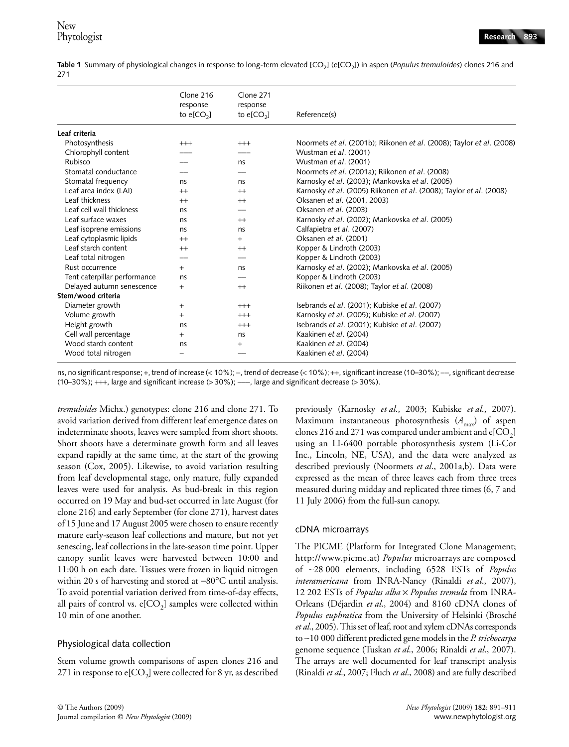**Table 1** Summary of physiological changes in response to long-term elevated $[CO_2]$ ($e[CO_2]$) in aspen (*Populus tremuloides*) clones 216 and 271

| | Clone 216 response to $e[CO_2]$ | Clone 271 response to $e[CO_2]$ | Reference(s) |
|---|---|---|---|
| **Leaf criteria** | | | |
| Photosynthesis | +++ | +++ | Noormets *et al*. (2001b); Riikonen *et al*. (2008); Taylor *et al*. (2008) |
| Chlorophyll content | ––– | ––– | Wustman *et al*. (2001) |
| Rubisco | –– | ns | Wustman *et al*. (2001) |
| Stomatal conductance | –– | –– | Noormets *et al*. (2001a); Riikonen *et al*. (2008) |
| Stomatal frequency | ns | ns | Karnosky *et al*. (2003); Mankovska *et al*. (2005) |
| Leaf area index (LAI) | ++ | ++ | Karnosky *et al*. (2005) Riikonen *et al*. (2008); Taylor *et al*. (2008) |
| Leaf thickness | ++ | ++ | Oksanen *et al*. (2001, 2003) |
| Leaf cell wall thickness | ns | –– | Oksanen *et al*. (2003) |
| Leaf surface waxes | ns | ++ | Karnosky *et al*. (2002); Mankovska *et al*. (2005) |
| Leaf isoprene emissions | ns | ns | Calfapietra *et al*. (2007) |
| Leaf cytoplasmic lipids | ++ | + | Oksanen *et al*. (2001) |
| Leaf starch content | ++ | ++ | Kopper & Lindroth (2003) |
| Leaf total nitrogen | –– | –– | Kopper & Lindroth (2003) |
| Rust occurrence | + | ns | Karnosky *et al*. (2002); Mankovska *et al*. (2005) |
| Tent caterpillar performance | ns | –– | Kopper & Lindroth (2003) |
| Delayed autumn senescence | + | ++ | Riikonen *et al*. (2008); Taylor *et al*. (2008) |
| **Stem/wood criteria** | | | |
| Diameter growth | + | +++ | Isebrands *et al*. (2001); Kubiske *et al*. (2007) |
| Volume growth | + | +++ | Karnosky *et al*. (2005); Kubiske *et al*. (2007) |
| Height growth | ns | +++ | Isebrands *et al*. (2001); Kubiske *et al*. (2007) |
| Cell wall percentage | + | ns | Kaakinen *et al*. (2004) |
| Wood starch content | ns | + | Kaakinen *et al*. (2004) |
| Wood total nitrogen | – | –– | Kaakinen *et al*. (2004) |

ns, no significant response; +, trend of increase (< 10%); –, trend of decrease (< 10%); ++, significant increase (10–30%); ––, significant decrease (10–30%); +++, large and significant increase (> 30%); –––, large and significant decrease (> 30%).

*tremuloides* Michx.) genotypes: clone 216 and clone 271. To avoid variation derived from different leaf emergence dates on indeterminate shoots, leaves were sampled from short shoots. Short shoots have a determinate growth form and all leaves expand rapidly at the same time, at the start of the growing season (Cox, 2005). Likewise, to avoid variation resulting from leaf developmental stage, only mature, fully expanded leaves were used for analysis. As bud-break in this region occurred on 19 May and bud-set occurred in late August (for clone 216) and early September (for clone 271), harvest dates of 15 June and 17 August 2005 were chosen to ensure recently mature early-season leaf collections and mature, but not yet senescing, leaf collections in the late-season time point. Upper canopy sunlit leaves were harvested between 10:00 and 11:00 h on each date. Tissues were frozen in liquid nitrogen within 20 s of harvesting and stored at −80°C until analysis. To avoid potential variation derived from time-of-day effects, all pairs of control vs. $e[CO_2]$ samples were collected within 10 min of one another.

## Physiological data collection

Stem volume growth comparisons of aspen clones 216 and 271 in response to $e[CO_2]$ were collected for 8 yr, as described previously (Karnosky *et al*., 2003; Kubiske *et al*., 2007). Maximum instantaneous photosynthesis ($A_{max}$) of aspen clones 216 and 271 was compared under ambient and $e[CO_2]$ using an LI-6400 portable photosynthesis system (Li-Cor Inc., Lincoln, NE, USA), and the data were analyzed as described previously (Noormets *et al*., 2001a,b). Data were expressed as the mean of three leaves each from three trees measured during midday and replicated three times (6, 7 and 11 July 2006) from the full-sun canopy.

## cDNA microarrays

The PICME (Platform for Integrated Clone Management; http://www.picme.at) *Populus* microarrays are composed of ~28 000 elements, including 6528 ESTs of *Populus interamericana* from INRA-Nancy (Rinaldi *et al*., 2007), 12 202 ESTs of *Populus alba* × *Populus tremula* from INRA-Orleans (Déjardin *et al*., 2004) and 8160 cDNA clones of *Populus euphratica* from the University of Helsinki (Brosché *et al*., 2005). This set of leaf, root and xylem cDNAs corresponds to ~10 000 different predicted gene models in the *P. trichocarpa* genome sequence (Tuskan *et al*., 2006; Rinaldi *et al*., 2007). The arrays are well documented for leaf transcript analysis (Rinaldi *et al*., 2007; Fluch *et al*., 2008) and are fully described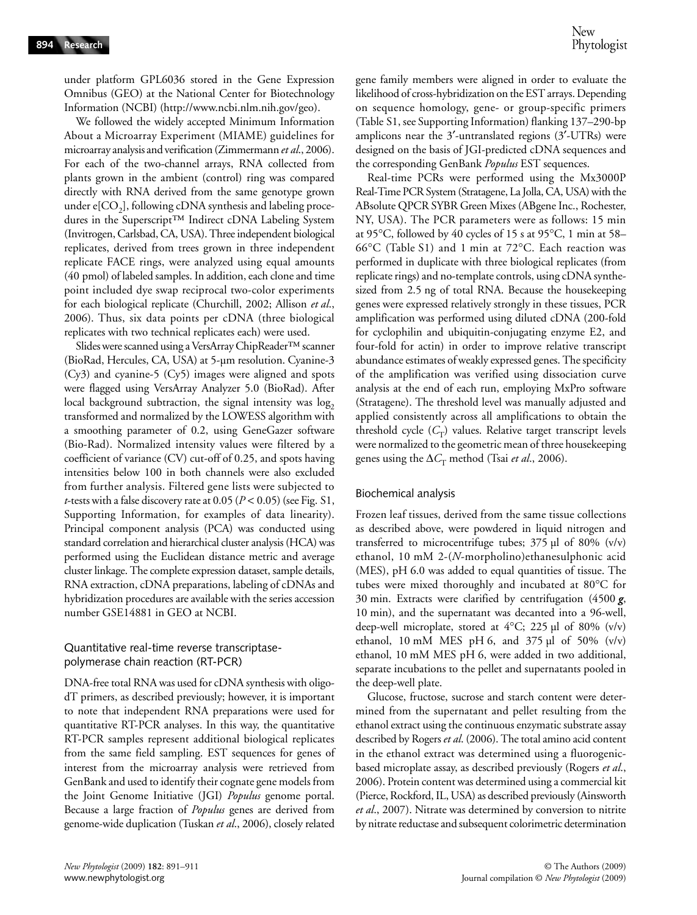under platform GPL6036 stored in the Gene Expression Omnibus (GEO) at the National Center for Biotechnology Information (NCBI) (http://www.ncbi.nlm.nih.gov/geo).

We followed the widely accepted Minimum Information About a Microarray Experiment (MIAME) guidelines for microarray analysis and verification (Zimmermann *et al*., 2006). For each of the two-channel arrays, RNA collected from plants grown in the ambient (control) ring was compared directly with RNA derived from the same genotype grown under e[$CO_2$], following cDNA synthesis and labeling procedures in the Superscript™ Indirect cDNA Labeling System (Invitrogen, Carlsbad, CA, USA). Three independent biological replicates, derived from trees grown in three independent replicate FACE rings, were analyzed using equal amounts (40 pmol) of labeled samples. In addition, each clone and time point included dye swap reciprocal two-color experiments for each biological replicate (Churchill, 2002; Allison *et al*., 2006). Thus, six data points per cDNA (three biological replicates with two technical replicates each) were used.

Slides were scanned using a VersArray ChipReader™ scanner (BioRad, Hercules, CA, USA) at 5-μm resolution. Cyanine-3 (Cy3) and cyanine-5 (Cy5) images were aligned and spots were flagged using VersArray Analyzer 5.0 (BioRad). After local background subtraction, the signal intensity was $\log_2$ transformed and normalized by the LOWESS algorithm with a smoothing parameter of 0.2, using GeneGazer software (Bio-Rad). Normalized intensity values were filtered by a coefficient of variance (CV) cut-off of 0.25, and spots having intensities below 100 in both channels were also excluded from further analysis. Filtered gene lists were subjected to *t*-tests with a false discovery rate at 0.05 ($P < 0.05$) (see Fig. S1, Supporting Information, for examples of data linearity). Principal component analysis (PCA) was conducted using standard correlation and hierarchical cluster analysis (HCA) was performed using the Euclidean distance metric and average cluster linkage. The complete expression dataset, sample details, RNA extraction, cDNA preparations, labeling of cDNAs and hybridization procedures are available with the series accession number GSE14881 in GEO at NCBI.

## Quantitative real-time reverse transcriptase-polymerase chain reaction (RT-PCR)

DNA-free total RNA was used for cDNA synthesis with oligo-dT primers, as described previously; however, it is important to note that independent RNA preparations were used for quantitative RT-PCR analyses. In this way, the quantitative RT-PCR samples represent additional biological replicates from the same field sampling. EST sequences for genes of interest from the microarray analysis were retrieved from GenBank and used to identify their cognate gene models from the Joint Genome Initiative (JGI) *Populus* genome portal. Because a large fraction of *Populus* genes are derived from genome-wide duplication (Tuskan *et al*., 2006), closely related gene family members were aligned in order to evaluate the likelihood of cross-hybridization on the EST arrays. Depending on sequence homology, gene- or group-specific primers (Table S1, see Supporting Information) flanking 137–290-bp amplicons near the 3′-untranslated regions (3′-UTRs) were designed on the basis of JGI-predicted cDNA sequences and the corresponding GenBank *Populus* EST sequences.

Real-time PCRs were performed using the Mx3000P Real-Time PCR System (Stratagene, La Jolla, CA, USA) with the ABsolute QPCR SYBR Green Mixes (ABgene Inc., Rochester, NY, USA). The PCR parameters were as follows: 15 min at 95°C, followed by 40 cycles of 15 s at 95°C, 1 min at 58–66°C (Table S1) and 1 min at 72°C. Each reaction was performed in duplicate with three biological replicates (from replicate rings) and no-template controls, using cDNA synthesized from 2.5 ng of total RNA. Because the housekeeping genes were expressed relatively strongly in these tissues, PCR amplification was performed using diluted cDNA (200-fold for cyclophilin and ubiquitin-conjugating enzyme E2, and four-fold for actin) in order to improve relative transcript abundance estimates of weakly expressed genes. The specificity of the amplification was verified using dissociation curve analysis at the end of each run, employing MxPro software (Stratagene). The threshold level was manually adjusted and applied consistently across all amplifications to obtain the threshold cycle ($C_T$) values. Relative target transcript levels were normalized to the geometric mean of three housekeeping genes using the $\Delta C_T$ method (Tsai *et al*., 2006).

## Biochemical analysis

Frozen leaf tissues, derived from the same tissue collections as described above, were powdered in liquid nitrogen and transferred to microcentrifuge tubes; 375 μl of 80% (v/v) ethanol, 10 mM 2-(*N*-morpholino)ethanesulphonic acid (MES), pH 6.0 was added to equal quantities of tissue. The tubes were mixed thoroughly and incubated at 80°C for 30 min. Extracts were clarified by centrifugation (4500 ***g***, 10 min), and the supernatant was decanted into a 96-well, deep-well microplate, stored at 4°C; 225 μl of 80% (v/v) ethanol, 10 mM MES pH 6, and 375 μl of 50% (v/v) ethanol, 10 mM MES pH 6, were added in two additional, separate incubations to the pellet and supernatants pooled in the deep-well plate.

Glucose, fructose, sucrose and starch content were determined from the supernatant and pellet resulting from the ethanol extract using the continuous enzymatic substrate assay described by Rogers *et al*. (2006). The total amino acid content in the ethanol extract was determined using a fluorogenic-based microplate assay, as described previously (Rogers *et al*., 2006). Protein content was determined using a commercial kit (Pierce, Rockford, IL, USA) as described previously (Ainsworth *et al*., 2007). Nitrate was determined by conversion to nitrite by nitrate reductase and subsequent colorimetric determination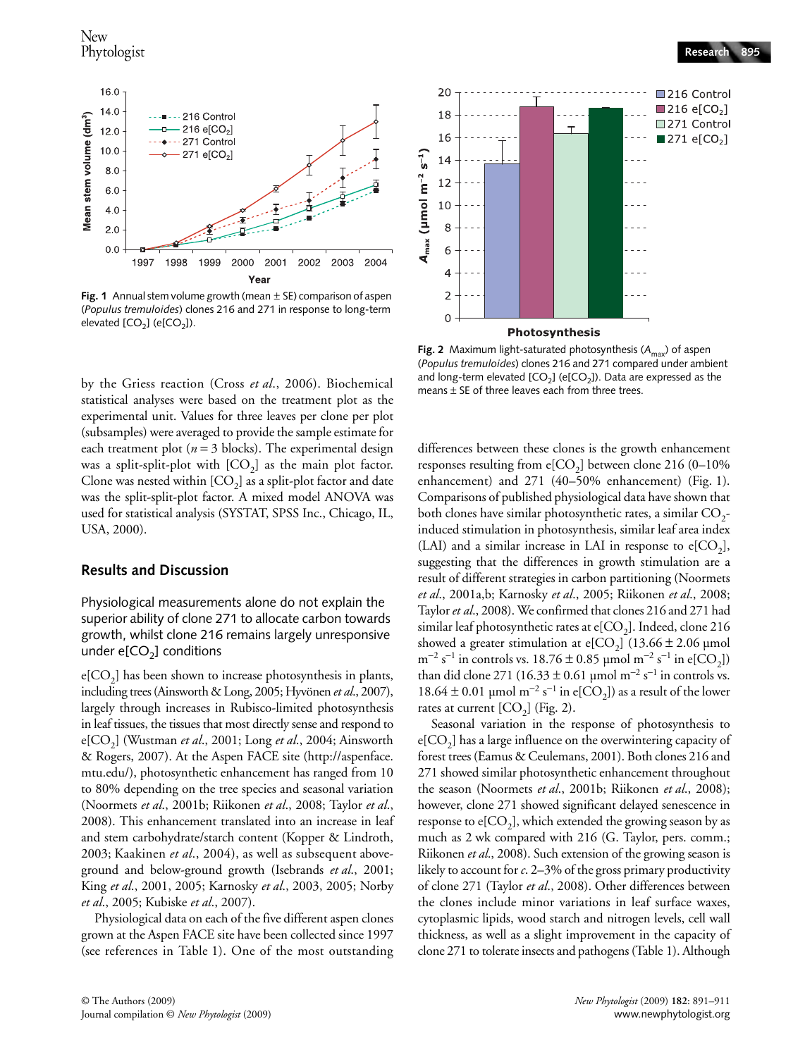Fig. 1 Annual stem volume growth (mean ± SE) comparison of aspen (*Populus tremuloides*) clones 216 and 271 in response to long-term elevated [$CO_2$] (e[$CO_2$]).

Fig. 2 Maximum light-saturated photosynthesis ($A_{max}$) of aspen (*Populus tremuloides*) clones 216 and 271 compared under ambient and long-term elevated [$CO_2$] (e[$CO_2$]). Data are expressed as the means ± SE of three leaves each from three trees.

by the Griess reaction (Cross *et al.*, 2006). Biochemical statistical analyses were based on the treatment plot as the experimental unit. Values for three leaves per clone per plot (subsamples) were averaged to provide the sample estimate for each treatment plot ($n = 3$ blocks). The experimental design was a split-split-plot with [$CO_2$] as the main plot factor. Clone was nested within [$CO_2$] as a split-plot factor and date was the split-split-plot factor. A mixed model ANOVA was used for statistical analysis (SYSTAT, SPSS Inc., Chicago, IL, USA, 2000).

## Results and Discussion

### Physiological measurements alone do not explain the superior ability of clone 271 to allocate carbon towards growth, whilst clone 216 remains largely unresponsive under e[$CO_2$] conditions

e[$CO_2$] has been shown to increase photosynthesis in plants, including trees (Ainsworth & Long, 2005; Hyvönen *et al.*, 2007), largely through increases in Rubisco-limited photosynthesis in leaf tissues, the tissues that most directly sense and respond to e[$CO_2$] (Wustman *et al.*, 2001; Long *et al.*, 2004; Ainsworth & Rogers, 2007). At the Aspen FACE site (http://aspenface.mtu.edu/), photosynthetic enhancement has ranged from 10 to 80% depending on the tree species and seasonal variation (Noormets *et al.*, 2001b; Riikonen *et al.*, 2008; Taylor *et al.*, 2008). This enhancement translated into an increase in leaf and stem carbohydrate/starch content (Kopper & Lindroth, 2003; Kaakinen *et al.*, 2004), as well as subsequent above-ground and below-ground growth (Isebrands *et al.*, 2001; King *et al.*, 2001, 2005; Karnosky *et al.*, 2003, 2005; Norby *et al.*, 2005; Kubiske *et al.*, 2007).

Physiological data on each of the five different aspen clones grown at the Aspen FACE site have been collected since 1997 (see references in Table 1). One of the most outstanding differences between these clones is the growth enhancement responses resulting from e[$CO_2$] between clone 216 (0–10% enhancement) and 271 (40–50% enhancement) (Fig. 1). Comparisons of published physiological data have shown that both clones have similar photosynthetic rates, a similar $CO_2$-induced stimulation in photosynthesis, similar leaf area index (LAI) and a similar increase in LAI in response to e[$CO_2$], suggesting that the differences in growth stimulation are a result of different strategies in carbon partitioning (Noormets *et al.*, 2001a,b; Karnosky *et al.*, 2005; Riikonen *et al.*, 2008; Taylor *et al.*, 2008). We confirmed that clones 216 and 271 had similar leaf photosynthetic rates at e[$CO_2$]. Indeed, clone 216 showed a greater stimulation at e[$CO_2$] (13.66 ± 2.06 μmol $m^{-2}$ $s^{-1}$ in controls vs. 18.76 ± 0.85 μmol $m^{-2}$ $s^{-1}$ in e[$CO_2$]) than did clone 271 (16.33 ± 0.61 μmol $m^{-2}$ $s^{-1}$ in controls vs. 18.64 ± 0.01 μmol $m^{-2}$ $s^{-1}$ in e[$CO_2$]) as a result of the lower rates at current [$CO_2$] (Fig. 2).

Seasonal variation in the response of photosynthesis to e[$CO_2$] has a large influence on the overwintering capacity of forest trees (Eamus & Ceulemans, 2001). Both clones 216 and 271 showed similar photosynthetic enhancement throughout the season (Noormets *et al.*, 2001b; Riikonen *et al.*, 2008); however, clone 271 showed significant delayed senescence in response to e[$CO_2$], which extended the growing season by as much as 2 wk compared with 216 (G. Taylor, pers. comm.; Riikonen *et al.*, 2008). Such extension of the growing season is likely to account for *c.* 2–3% of the gross primary productivity of clone 271 (Taylor *et al.*, 2008). Other differences between the clones include minor variations in leaf surface waxes, cytoplasmic lipids, wood starch and nitrogen levels, cell wall thickness, as well as a slight improvement in the capacity of clone 271 to tolerate insects and pathogens (Table 1). Although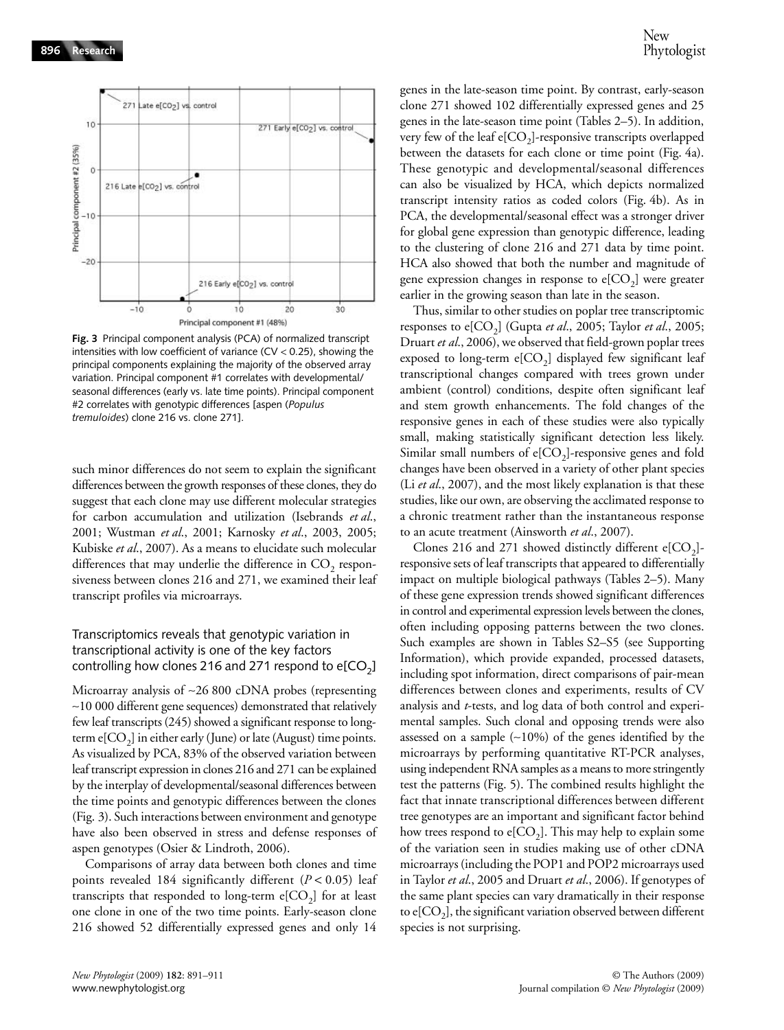**Fig. 3** Principal component analysis (PCA) of normalized transcript intensities with low coefficient of variance (CV < 0.25), showing the principal components explaining the majority of the observed array variation. Principal component #1 correlates with developmental/seasonal differences (early vs. late time points). Principal component #2 correlates with genotypic differences [aspen (*Populus tremuloides*) clone 216 vs. clone 271].

such minor differences do not seem to explain the significant differences between the growth responses of these clones, they do suggest that each clone may use different molecular strategies for carbon accumulation and utilization (Isebrands *et al.*, 2001; Wustman *et al.*, 2001; Karnosky *et al.*, 2003, 2005; Kubiske *et al.*, 2007). As a means to elucidate such molecular differences that may underlie the difference in $CO_2$ responsiveness between clones 216 and 271, we examined their leaf transcript profiles via microarrays.

## Transcriptomics reveals that genotypic variation in transcriptional activity is one of the key factors controlling how clones 216 and 271 respond to e[$CO_2$]

Microarray analysis of ~26 800 cDNA probes (representing ~10 000 different gene sequences) demonstrated that relatively few leaf transcripts (245) showed a significant response to long-term e[$CO_2$] in either early (June) or late (August) time points. As visualized by PCA, 83% of the observed variation between leaf transcript expression in clones 216 and 271 can be explained by the interplay of developmental/seasonal differences between the time points and genotypic differences between the clones (Fig. 3). Such interactions between environment and genotype have also been observed in stress and defense responses of aspen genotypes (Osier & Lindroth, 2006).

Comparisons of array data between both clones and time points revealed 184 significantly different ($P < 0.05$) leaf transcripts that responded to long-term e[$CO_2$] for at least one clone in one of the two time points. Early-season clone 216 showed 52 differentially expressed genes and only 14 genes in the late-season time point. By contrast, early-season clone 271 showed 102 differentially expressed genes and 25 genes in the late-season time point (Tables 2–5). In addition, very few of the leaf e[$CO_2$]-responsive transcripts overlapped between the datasets for each clone or time point (Fig. 4a). These genotypic and developmental/seasonal differences can also be visualized by HCA, which depicts normalized transcript intensity ratios as coded colors (Fig. 4b). As in PCA, the developmental/seasonal effect was a stronger driver for global gene expression than genotypic difference, leading to the clustering of clone 216 and 271 data by time point. HCA also showed that both the number and magnitude of gene expression changes in response to e[$CO_2$] were greater earlier in the growing season than late in the season.

Thus, similar to other studies on poplar tree transcriptomic responses to e[$CO_2$] (Gupta *et al.*, 2005; Taylor *et al.*, 2005; Druart *et al.*, 2006), we observed that field-grown poplar trees exposed to long-term e[$CO_2$] displayed few significant leaf transcriptional changes compared with trees grown under ambient (control) conditions, despite often significant leaf and stem growth enhancements. The fold changes of the responsive genes in each of these studies were also typically small, making statistically significant detection less likely. Similar small numbers of e[$CO_2$]-responsive genes and fold changes have been observed in a variety of other plant species (Li *et al.*, 2007), and the most likely explanation is that these studies, like our own, are observing the acclimated response to a chronic treatment rather than the instantaneous response to an acute treatment (Ainsworth *et al.*, 2007).

Clones 216 and 271 showed distinctly different e[$CO_2$]-responsive sets of leaf transcripts that appeared to differentially impact on multiple biological pathways (Tables 2–5). Many of these gene expression trends showed significant differences in control and experimental expression levels between the clones, often including opposing patterns between the two clones. Such examples are shown in Tables S2–S5 (see Supporting Information), which provide expanded, processed datasets, including spot information, direct comparisons of pair-mean differences between clones and experiments, results of CV analysis and *t*-tests, and log data of both control and experimental samples. Such clonal and opposing trends were also assessed on a sample (~10%) of the genes identified by the microarrays by performing quantitative RT-PCR analyses, using independent RNA samples as a means to more stringently test the patterns (Fig. 5). The combined results highlight the fact that innate transcriptional differences between different tree genotypes are an important and significant factor behind how trees respond to e[$CO_2$]. This may help to explain some of the variation seen in studies making use of other cDNA microarrays (including the POP1 and POP2 microarrays used in Taylor *et al.*, 2005 and Druart *et al.*, 2006). If genotypes of the same plant species can vary dramatically in their response to e[$CO_2$], the significant variation observed between different species is not surprising.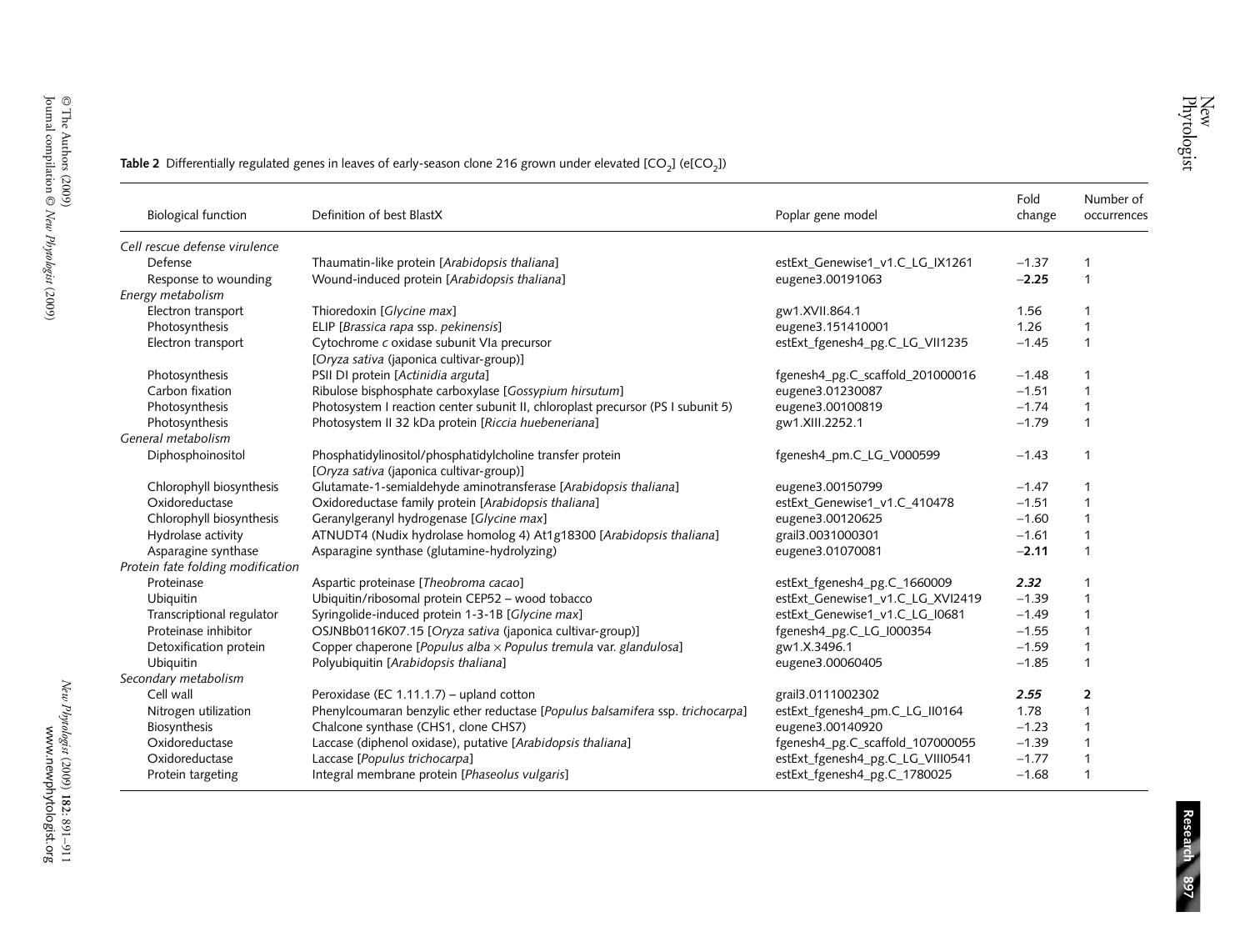**Table 2** Differentially regulated genes in leaves of early-season clone 216 grown under elevated [$CO_2$] (e[$CO_2$])

| Biological function | Definition of best BlastX | Poplar gene model | Fold change | Number of occurrences |
|---|---|---|---|---|
| *Cell rescue defense virulence* | | | | |
| Defense | Thaumatin-like protein [*Arabidopsis thaliana*] | estExt_Genewise1_v1.C_LG_IX1261 | −1.37 | 1 |
| Response to wounding | Wound-induced protein [*Arabidopsis thaliana*] | eugene3.00191063 | **−2.25** | 1 |
| *Energy metabolism* | | | | |
| Electron transport | Thioredoxin [*Glycine max*] | gw1.XVII.864.1 | 1.56 | 1 |
| Photosynthesis | ELIP [*Brassica rapa* ssp. *pekinensis*] | eugene3.151410001 | 1.26 | 1 |
| Electron transport | Cytochrome *c* oxidase subunit VIa precursor [*Oryza sativa* (japonica cultivar-group)] | estExt_fgenesh4_pg.C_LG_VII1235 | −1.45 | 1 |
| Photosynthesis | PSII DI protein [*Actinidia arguta*] | fgenesh4_pg.C_scaffold_201000016 | −1.48 | 1 |
| Carbon fixation | Ribulose bisphosphate carboxylase [*Gossypium hirsutum*] | eugene3.01230087 | −1.51 | 1 |
| Photosynthesis | Photosystem I reaction center subunit II, chloroplast precursor (PS I subunit 5) | eugene3.00100819 | −1.74 | 1 |
| Photosynthesis | Photosystem II 32 kDa protein [*Riccia huebeneriana*] | gw1.XIII.2252.1 | −1.79 | 1 |
| *General metabolism* | | | | |
| Diphosphoinositol | Phosphatidylinositol/phosphatidylcholine transfer protein [*Oryza sativa* (japonica cultivar-group)] | fgenesh4_pm.C_LG_V000599 | −1.43 | 1 |
| Chlorophyll biosynthesis | Glutamate-1-semialdehyde aminotransferase [*Arabidopsis thaliana*] | eugene3.00150799 | −1.47 | 1 |
| Oxidoreductase | Oxidoreductase family protein [*Arabidopsis thaliana*] | estExt_Genewise1_v1.C_410478 | −1.51 | 1 |
| Chlorophyll biosynthesis | Geranylgeranyl hydrogenase [*Glycine max*] | eugene3.00120625 | −1.60 | 1 |
| Hydrolase activity | ATNUDT4 (Nudix hydrolase homolog 4) At1g18300 [*Arabidopsis thaliana*] | grail3.0031000301 | −1.61 | 1 |
| Asparagine synthase | Asparagine synthase (glutamine-hydrolyzing) | eugene3.01070081 | **−2.11** | 1 |
| *Protein fate folding modification* | | | | |
| Proteinase | Aspartic proteinase [*Theobroma cacao*] | estExt_fgenesh4_pg.C_1660009 | ***2.32*** | 1 |
| Ubiquitin | Ubiquitin/ribosomal protein CEP52 – wood tobacco | estExt_Genewise1_v1.C_LG_XVI2419 | −1.39 | 1 |
| Transcriptional regulator | Syringolide-induced protein 1-3-1B [*Glycine max*] | estExt_Genewise1_v1.C_LG_I0681 | −1.49 | 1 |
| Proteinase inhibitor | OSJNBb0116K07.15 [*Oryza sativa* (japonica cultivar-group)] | fgenesh4_pg.C_LG_I000354 | −1.55 | 1 |
| Detoxification protein | Copper chaperone [*Populus alba* × *Populus tremula* var. *glandulosa*] | gw1.X.3496.1 | −1.59 | 1 |
| Ubiquitin | Polyubiquitin [*Arabidopsis thaliana*] | eugene3.00060405 | −1.85 | 1 |
| *Secondary metabolism* | | | | |
| Cell wall | Peroxidase (EC 1.11.1.7) – upland cotton | grail3.0111002302 | ***2.55*** | **2** |
| Nitrogen utilization | Phenylcoumaran benzylic ether reductase [*Populus balsamifera* ssp. *trichocarpa*] | estExt_fgenesh4_pm.C_LG_II0164 | 1.78 | 1 |
| Biosynthesis | Chalcone synthase (CHS1, clone CHS7) | eugene3.00140920 | −1.23 | 1 |
| Oxidoreductase | Laccase (diphenol oxidase), putative [*Arabidopsis thaliana*] | fgenesh4_pg.C_scaffold_107000055 | −1.39 | 1 |
| Oxidoreductase | Laccase [*Populus trichocarpa*] | estExt_fgenesh4_pg.C_LG_VIII0541 | −1.77 | 1 |
| Protein targeting | Integral membrane protein [*Phaseolus vulgaris*] | estExt_fgenesh4_pg.C_1780025 | −1.68 | 1 |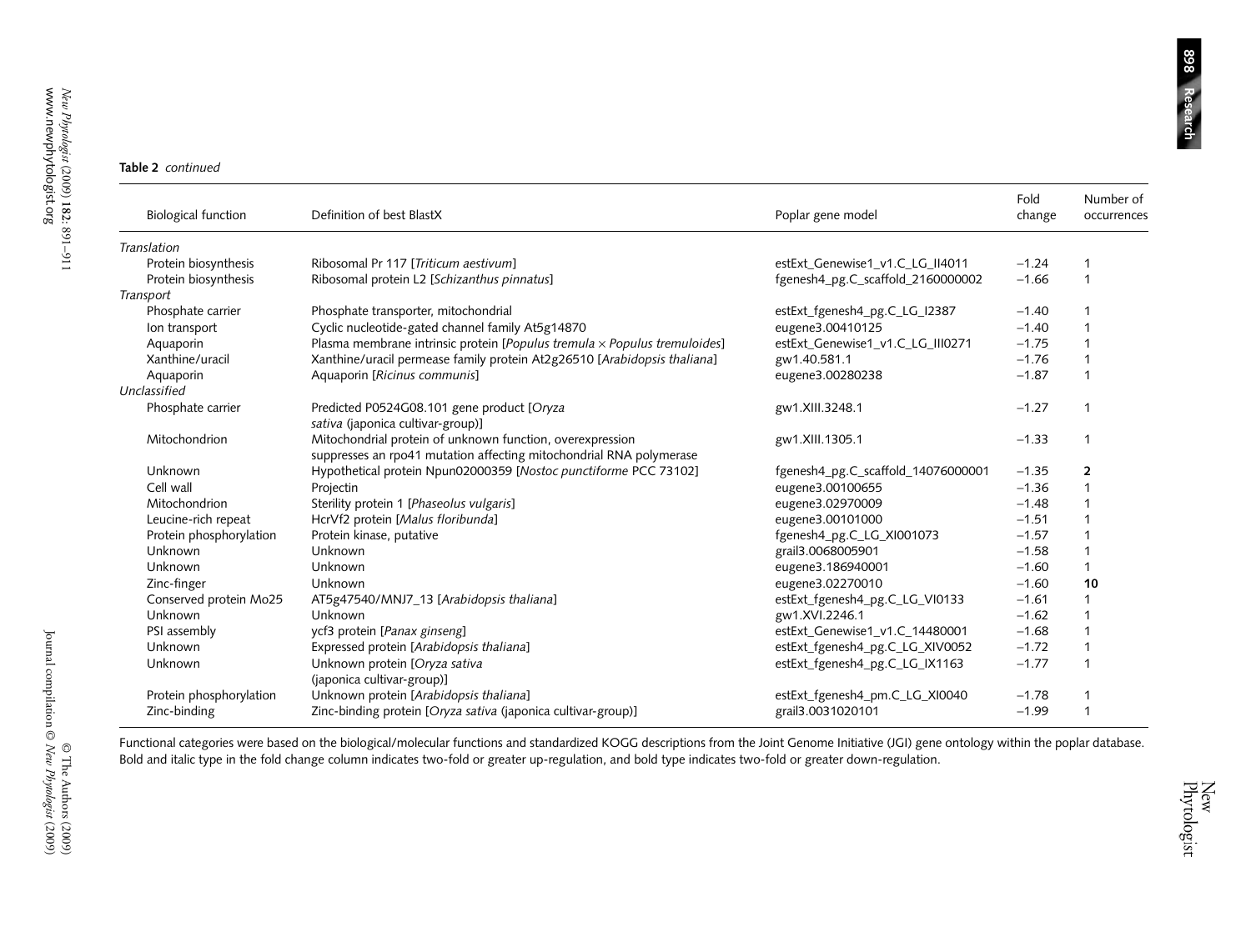**Table 2** *continued*

| Biological function | Definition of best BlastX | Poplar gene model | Fold change | Number of occurrences |
|---|---|---|---|---|
| *Translation* | | | | |
| Protein biosynthesis | Ribosomal Pr 117 [*Triticum aestivum*] | estExt_Genewise1_v1.C_LG_II4011 | −1.24 | 1 |
| Protein biosynthesis | Ribosomal protein L2 [*Schizanthus pinnatus*] | fgenesh4_pg.C_scaffold_2160000002 | −1.66 | 1 |
| *Transport* | | | | |
| Phosphate carrier | Phosphate transporter, mitochondrial | estExt_fgenesh4_pg.C_LG_I2387 | −1.40 | 1 |
| Ion transport | Cyclic nucleotide-gated channel family At5g14870 | eugene3.00410125 | −1.40 | 1 |
| Aquaporin | Plasma membrane intrinsic protein [*Populus tremula* × *Populus tremuloides*] | estExt_Genewise1_v1.C_LG_III0271 | −1.75 | 1 |
| Xanthine/uracil | Xanthine/uracil permease family protein At2g26510 [*Arabidopsis thaliana*] | gw1.40.581.1 | −1.76 | 1 |
| Aquaporin | Aquaporin [*Ricinus communis*] | eugene3.00280238 | −1.87 | 1 |
| *Unclassified* | | | | |
| Phosphate carrier | Predicted P0524G08.101 gene product [*Oryza sativa* (japonica cultivar-group)] | gw1.XIII.3248.1 | −1.27 | 1 |
| Mitochondrion | Mitochondrial protein of unknown function, overexpression suppresses an rpo41 mutation affecting mitochondrial RNA polymerase | gw1.XIII.1305.1 | −1.33 | 1 |
| Unknown | Hypothetical protein Npun02000359 [*Nostoc punctiforme* PCC 73102] | fgenesh4_pg.C_scaffold_14076000001 | −1.35 | **2** |
| Cell wall | Projectin | eugene3.00100655 | −1.36 | 1 |
| Mitochondrion | Sterility protein 1 [*Phaseolus vulgaris*] | eugene3.02970009 | −1.48 | 1 |
| Leucine-rich repeat | HcrVf2 protein [*Malus floribunda*] | eugene3.00101000 | −1.51 | 1 |
| Protein phosphorylation | Protein kinase, putative | fgenesh4_pg.C_LG_XI001073 | −1.57 | 1 |
| Unknown | Unknown | grail3.0068005901 | −1.58 | 1 |
| Unknown | Unknown | eugene3.186940001 | −1.60 | 1 |
| Zinc-finger | Unknown | eugene3.02270010 | −1.60 | **10** |
| Conserved protein Mo25 | AT5g47540/MNJ7_13 [*Arabidopsis thaliana*] | estExt_fgenesh4_pg.C_LG_VI0133 | −1.61 | 1 |
| Unknown | Unknown | gw1.XVI.2246.1 | −1.62 | 1 |
| PSI assembly | ycf3 protein [*Panax ginseng*] | estExt_Genewise1_v1.C_14480001 | −1.68 | 1 |
| Unknown | Expressed protein [*Arabidopsis thaliana*] | estExt_fgenesh4_pg.C_LG_XIV0052 | −1.72 | 1 |
| Unknown | Unknown protein [*Oryza sativa* (japonica cultivar-group)] | estExt_fgenesh4_pg.C_LG_IX1163 | −1.77 | 1 |
| Protein phosphorylation | Unknown protein [*Arabidopsis thaliana*] | estExt_fgenesh4_pm.C_LG_XI0040 | −1.78 | 1 |
| Zinc-binding | Zinc-binding protein [*Oryza sativa* (japonica cultivar-group)] | grail3.0031020101 | −1.99 | 1 |

Functional categories were based on the biological/molecular functions and standardized KOGG descriptions from the Joint Genome Initiative (JGI) gene ontology within the poplar database. Bold and italic type in the fold change column indicates two-fold or greater up-regulation, and bold type indicates two-fold or greater down-regulation.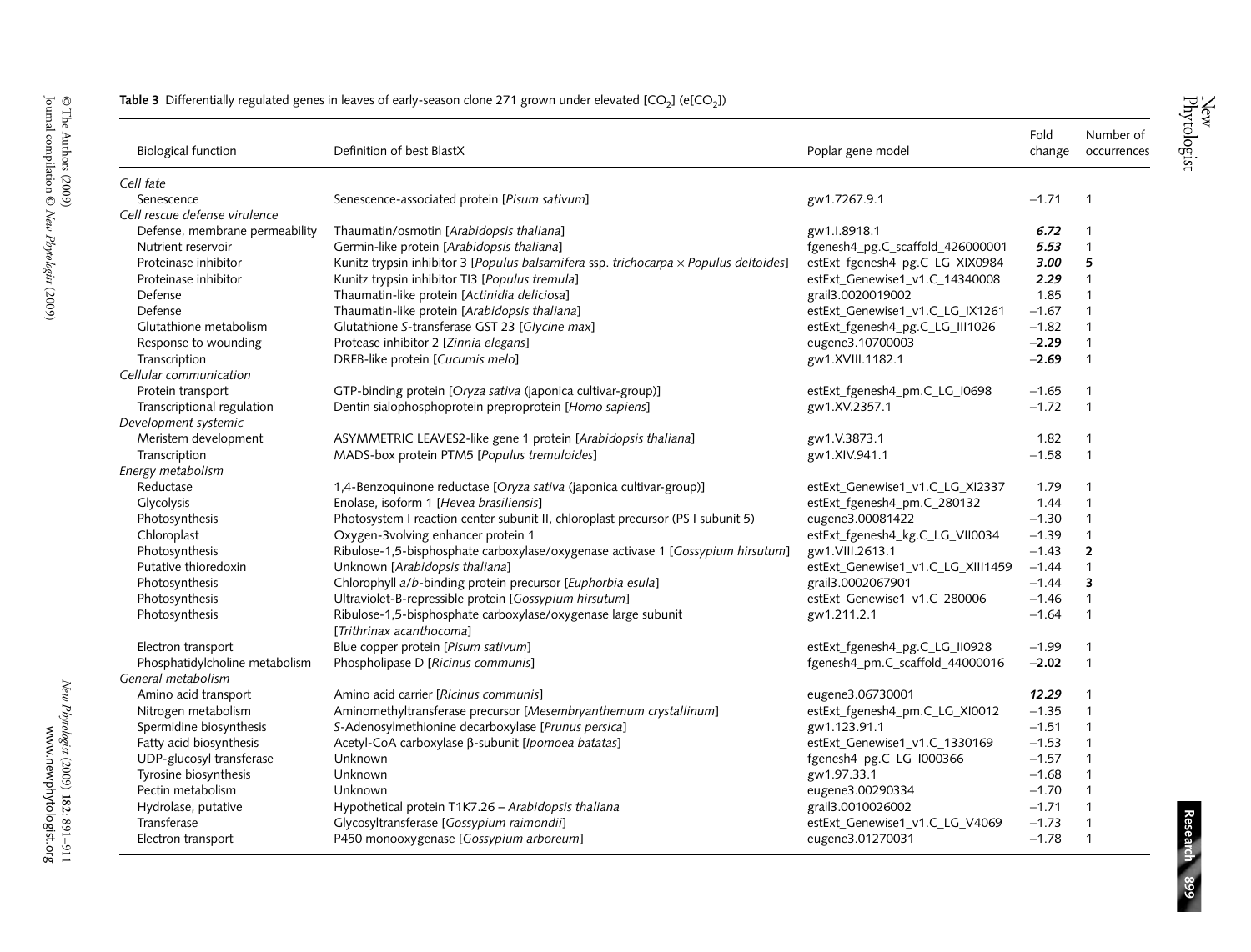**Table 3** Differentially regulated genes in leaves of early-season clone 271 grown under elevated [$CO_2$] (e[$CO_2$])

| Biological function | Definition of best BlastX | Poplar gene model | Fold change | Number of occurrences |
|---|---|---|---|---|
| *Cell fate* | | | | |
| Senescence | Senescence-associated protein [*Pisum sativum*] | gw1.7267.9.1 | −1.71 | 1 |
| *Cell rescue defense virulence* | | | | |
| Defense, membrane permeability | Thaumatin/osmotin [*Arabidopsis thaliana*] | gw1.I.8918.1 | ***6.72*** | 1 |
| Nutrient reservoir | Germin-like protein [*Arabidopsis thaliana*] | fgenesh4_pg.C_scaffold_426000001 | ***5.53*** | 1 |
| Proteinase inhibitor | Kunitz trypsin inhibitor 3 [*Populus balsamifera* ssp. *trichocarpa* × *Populus deltoides*] | estExt_fgenesh4_pg.C_LG_XIX0984 | ***3.00*** | **5** |
| Proteinase inhibitor | Kunitz trypsin inhibitor TI3 [*Populus tremula*] | estExt_Genewise1_v1.C_14340008 | ***2.29*** | 1 |
| Defense | Thaumatin-like protein [*Actinidia deliciosa*] | grail3.0020019002 | 1.85 | 1 |
| Defense | Thaumatin-like protein [*Arabidopsis thaliana*] | estExt_Genewise1_v1.C_LG_IX1261 | −1.67 | 1 |
| Glutathione metabolism | Glutathione *S*-transferase GST 23 [*Glycine max*] | estExt_fgenesh4_pg.C_LG_III1026 | −1.82 | 1 |
| Response to wounding | Protease inhibitor 2 [*Zinnia elegans*] | eugene3.10700003 | −2.29 | 1 |
| Transcription | DREB-like protein [*Cucumis melo*] | gw1.XVIII.1182.1 | **−2.69** | 1 |
| *Cellular communication* | | | | |
| Protein transport | GTP-binding protein [*Oryza sativa* (japonica cultivar-group)] | estExt_fgenesh4_pm.C_LG_I0698 | −1.65 | 1 |
| Transcriptional regulation | Dentin sialophosphoprotein preproprotein [*Homo sapiens*] | gw1.XV.2357.1 | −1.72 | 1 |
| *Development systemic* | | | | |
| Meristem development | ASYMMETRIC LEAVES2-like gene 1 protein [*Arabidopsis thaliana*] | gw1.V.3873.1 | 1.82 | 1 |
| Transcription | MADS-box protein PTM5 [*Populus tremuloides*] | gw1.XIV.941.1 | −1.58 | 1 |
| *Energy metabolism* | | | | |
| Reductase | 1,4-Benzoquinone reductase [*Oryza sativa* (japonica cultivar-group)] | estExt_Genewise1_v1.C_LG_XI2337 | 1.79 | 1 |
| Glycolysis | Enolase, isoform 1 [*Hevea brasiliensis*] | estExt_fgenesh4_pm.C_280132 | 1.44 | 1 |
| Photosynthesis | Photosystem I reaction center subunit II, chloroplast precursor (PS I subunit 5) | eugene3.00081422 | −1.30 | 1 |
| Chloroplast | Oxygen-3volving enhancer protein 1 | estExt_fgenesh4_kg.C_LG_VII0034 | −1.39 | 1 |
| Photosynthesis | Ribulose-1,5-bisphosphate carboxylase/oxygenase activase 1 [*Gossypium hirsutum*] | gw1.VIII.2613.1 | −1.43 | **2** |
| Putative thioredoxin | Unknown [*Arabidopsis thaliana*] | estExt_Genewise1_v1.C_LG_XIII1459 | −1.44 | 1 |
| Photosynthesis | Chlorophyll *a*/*b*-binding protein precursor [*Euphorbia esula*] | grail3.0002067901 | −1.44 | **3** |
| Photosynthesis | Ultraviolet-B-repressible protein [*Gossypium hirsutum*] | estExt_Genewise1_v1.C_280006 | −1.46 | 1 |
| Photosynthesis | Ribulose-1,5-bisphosphate carboxylase/oxygenase large subunit [*Trithrinax acanthocoma*] | gw1.211.2.1 | −1.64 | 1 |
| Electron transport | Blue copper protein [*Pisum sativum*] | estExt_fgenesh4_pg.C_LG_II0928 | −1.99 | 1 |
| Phosphatidylcholine metabolism | Phospholipase D [*Ricinus communis*] | fgenesh4_pm.C_scaffold_44000016 | **−2.02** | 1 |
| *General metabolism* | | | | |
| Amino acid transport | Amino acid carrier [*Ricinus communis*] | eugene3.06730001 | ***12.29*** | 1 |
| Nitrogen metabolism | Aminomethyltransferase precursor [*Mesembryanthemum crystallinum*] | estExt_fgenesh4_pm.C_LG_XI0012 | −1.35 | 1 |
| Spermidine biosynthesis | *S*-Adenosylmethionine decarboxylase [*Prunus persica*] | gw1.123.91.1 | −1.51 | 1 |
| Fatty acid biosynthesis | Acetyl-CoA carboxylase β-subunit [*Ipomoea batatas*] | estExt_Genewise1_v1.C_1330169 | −1.53 | 1 |
| UDP-glucosyl transferase | Unknown | fgenesh4_pg.C_LG_I000366 | −1.57 | 1 |
| Tyrosine biosynthesis | Unknown | gw1.97.33.1 | −1.68 | 1 |
| Pectin metabolism | Unknown | eugene3.00290334 | −1.70 | 1 |
| Hydrolase, putative | Hypothetical protein T1K7.26 – *Arabidopsis thaliana* | grail3.0010026002 | −1.71 | 1 |
| Transferase | Glycosyltransferase [*Gossypium raimondii*] | estExt_Genewise1_v1.C_LG_V4069 | −1.73 | 1 |
| Electron transport | P450 monooxygenase [*Gossypium arboreum*] | eugene3.01270031 | −1.78 | 1 |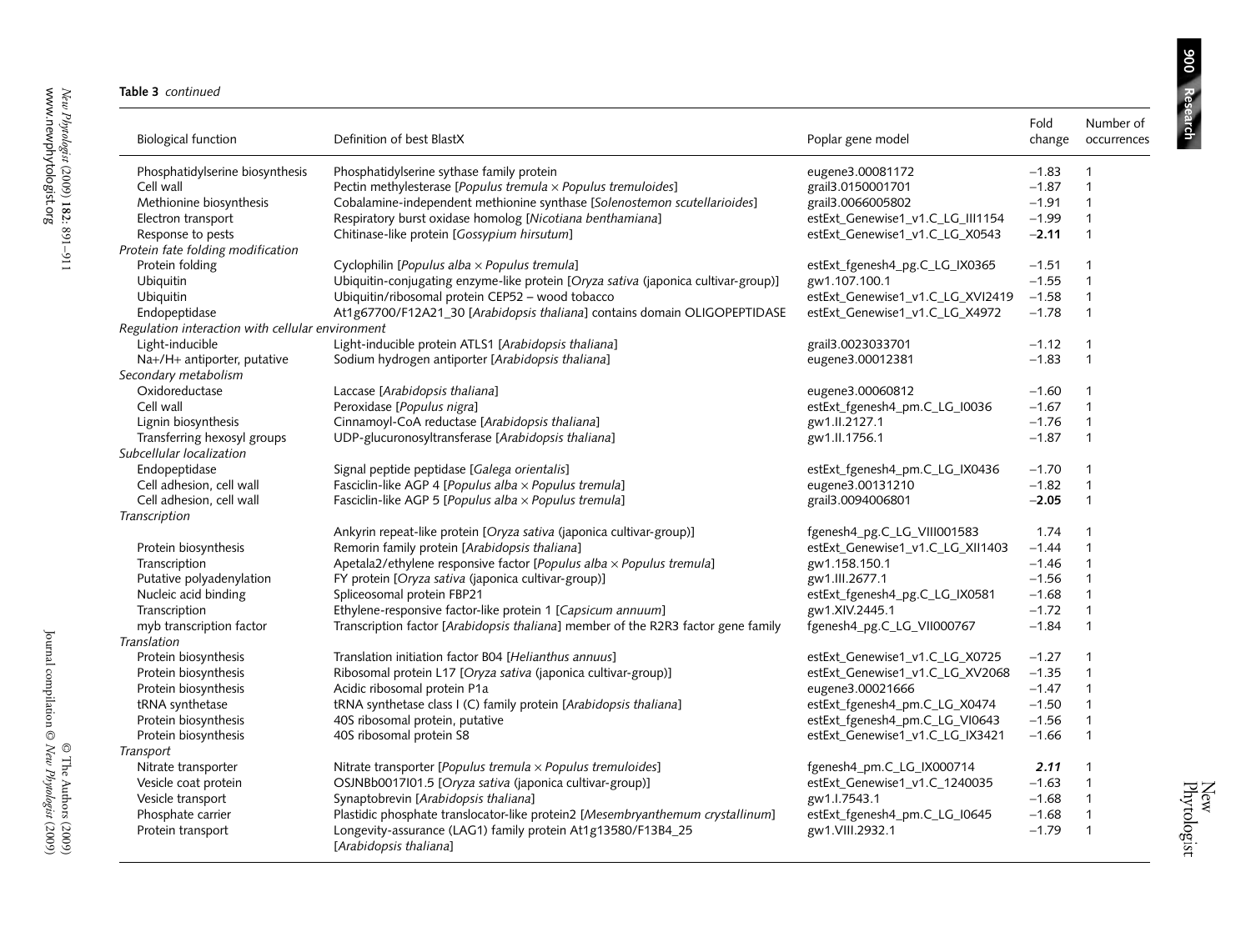**Table 3** *continued*

| Biological function | Definition of best BlastX | Poplar gene model | Fold change | Number of occurrences |
|---|---|---|---|---|
| Phosphatidylserine biosynthesis | Phosphatidylserine sythase family protein | eugene3.00081172 | −1.83 | 1 |
| Cell wall | Pectin methylesterase [*Populus tremula* × *Populus tremuloides*] | grail3.0150001701 | −1.87 | 1 |
| Methionine biosynthesis | Cobalamine-independent methionine synthase [*Solenostemon scutellarioides*] | grail3.0066005802 | −1.91 | 1 |
| Electron transport | Respiratory burst oxidase homolog [*Nicotiana benthamiana*] | estExt_Genewise1_v1.C_LG_III1154 | −1.99 | 1 |
| Response to pests | Chitinase-like protein [*Gossypium hirsutum*] | estExt_Genewise1_v1.C_LG_X0543 | **−2.11** | 1 |
| *Protein fate folding modification* | | | | |
| Protein folding | Cyclophilin [*Populus alba* × *Populus tremula*] | estExt_fgenesh4_pg.C_LG_IX0365 | −1.51 | 1 |
| Ubiquitin | Ubiquitin-conjugating enzyme-like protein [*Oryza sativa* (japonica cultivar-group)] | gw1.107.100.1 | −1.55 | 1 |
| Ubiquitin | Ubiquitin/ribosomal protein CEP52 – wood tobacco | estExt_Genewise1_v1.C_LG_XVI2419 | −1.58 | 1 |
| Endopeptidase | At1g67700/F12A21_30 [*Arabidopsis thaliana*] contains domain OLIGOPEPTIDASE | estExt_Genewise1_v1.C_LG_X4972 | −1.78 | 1 |
| *Regulation interaction with cellular environment* | | | | |
| Light-inducible | Light-inducible protein ATLS1 [*Arabidopsis thaliana*] | grail3.0023033701 | −1.12 | 1 |
| Na+/H+ antiporter, putative | Sodium hydrogen antiporter [*Arabidopsis thaliana*] | eugene3.00012381 | −1.83 | 1 |
| *Secondary metabolism* | | | | |
| Oxidoreductase | Laccase [*Arabidopsis thaliana*] | eugene3.00060812 | −1.60 | 1 |
| Cell wall | Peroxidase [*Populus nigra*] | estExt_fgenesh4_pm.C_LG_I0036 | −1.67 | 1 |
| Lignin biosynthesis | Cinnamoyl-CoA reductase [*Arabidopsis thaliana*] | gw1.II.2127.1 | −1.76 | 1 |
| Transferring hexosyl groups | UDP-glucuronosyltransferase [*Arabidopsis thaliana*] | gw1.II.1756.1 | −1.87 | 1 |
| *Subcellular localization* | | | | |
| Endopeptidase | Signal peptide peptidase [*Galega orientalis*] | estExt_fgenesh4_pm.C_LG_IX0436 | −1.70 | 1 |
| Cell adhesion, cell wall | Fasciclin-like AGP 4 [*Populus alba* × *Populus tremula*] | eugene3.00131210 | −1.82 | 1 |
| Cell adhesion, cell wall | Fasciclin-like AGP 5 [*Populus alba* × *Populus tremula*] | grail3.0094006801 | **−2.05** | 1 |
| *Transcription* | | | | |
| | Ankyrin repeat-like protein [*Oryza sativa* (japonica cultivar-group)] | fgenesh4_pg.C_LG_VIII001583 | 1.74 | 1 |
| Protein biosynthesis | Remorin family protein [*Arabidopsis thaliana*] | estExt_Genewise1_v1.C_LG_XII1403 | −1.44 | 1 |
| Transcription | Apetala2/ethylene responsive factor [*Populus alba* × *Populus tremula*] | gw1.158.150.1 | −1.46 | 1 |
| Putative polyadenylation | FY protein [*Oryza sativa* (japonica cultivar-group)] | gw1.III.2677.1 | −1.56 | 1 |
| Nucleic acid binding | Spliceosomal protein FBP21 | estExt_fgenesh4_pg.C_LG_IX0581 | −1.68 | 1 |
| Transcription | Ethylene-responsive factor-like protein 1 [*Capsicum annuum*] | gw1.XIV.2445.1 | −1.72 | 1 |
| myb transcription factor | Transcription factor [*Arabidopsis thaliana*] member of the R2R3 factor gene family | fgenesh4_pg.C_LG_VII000767 | −1.84 | 1 |
| *Translation* | | | | |
| Protein biosynthesis | Translation initiation factor B04 [*Helianthus annuus*] | estExt_Genewise1_v1.C_LG_X0725 | −1.27 | 1 |
| Protein biosynthesis | Ribosomal protein L17 [*Oryza sativa* (japonica cultivar-group)] | estExt_Genewise1_v1.C_LG_XV2068 | −1.35 | 1 |
| Protein biosynthesis | Acidic ribosomal protein P1a | eugene3.00021666 | −1.47 | 1 |
| tRNA synthetase | tRNA synthetase class I (C) family protein [*Arabidopsis thaliana*] | estExt_fgenesh4_pm.C_LG_X0474 | −1.50 | 1 |
| Protein biosynthesis | 40S ribosomal protein, putative | estExt_fgenesh4_pm.C_LG_VI0643 | −1.56 | 1 |
| Protein biosynthesis | 40S ribosomal protein S8 | estExt_Genewise1_v1.C_LG_IX3421 | −1.66 | 1 |
| *Transport* | | | | |
| Nitrate transporter | Nitrate transporter [*Populus tremula* × *Populus tremuloides*] | fgenesh4_pm.C_LG_IX000714 | ***2.11*** | 1 |
| Vesicle coat protein | OSJNBb0017I01.5 [*Oryza sativa* (japonica cultivar-group)] | estExt_Genewise1_v1.C_1240035 | −1.63 | 1 |
| Vesicle transport | Synaptobrevin [*Arabidopsis thaliana*] | gw1.I.7543.1 | −1.68 | 1 |
| Phosphate carrier | Plastidic phosphate translocator-like protein2 [*Mesembryanthemum crystallinum*] | estExt_fgenesh4_pm.C_LG_I0645 | −1.68 | 1 |
| Protein transport | Longevity-assurance (LAG1) family protein At1g13580/F13B4_25 [*Arabidopsis thaliana*] | gw1.VIII.2932.1 | −1.79 | 1 |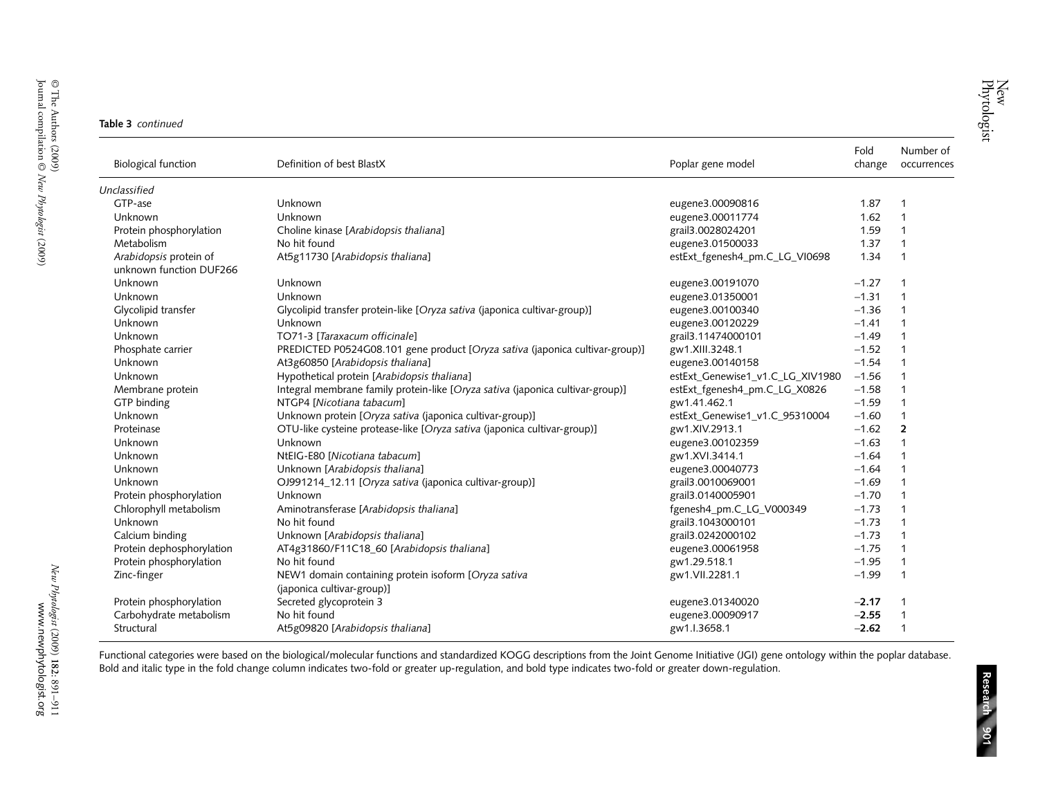**Table 3** *continued*

| Biological function | Definition of best BlastX | Poplar gene model | Fold change | Number of occurrences |
|---|---|---|---|---|
| *Unclassified* | | | | |
| GTP-ase | Unknown | eugene3.00090816 | 1.87 | 1 |
| Unknown | Unknown | eugene3.00011774 | 1.62 | 1 |
| Protein phosphorylation | Choline kinase [*Arabidopsis thaliana*] | grail3.0028024201 | 1.59 | 1 |
| Metabolism | No hit found | eugene3.01500033 | 1.37 | 1 |
| *Arabidopsis* protein of unknown function DUF266 | At5g11730 [*Arabidopsis thaliana*] | estExt_fgenesh4_pm.C_LG_VI0698 | 1.34 | 1 |
| Unknown | Unknown | eugene3.00191070 | −1.27 | 1 |
| Unknown | Unknown | eugene3.01350001 | −1.31 | 1 |
| Glycolipid transfer | Glycolipid transfer protein-like [*Oryza sativa* (japonica cultivar-group)] | eugene3.00100340 | −1.36 | 1 |
| Unknown | Unknown | eugene3.00120229 | −1.41 | 1 |
| Unknown | TO71-3 [*Taraxacum officinale*] | grail3.11474000101 | −1.49 | 1 |
| Phosphate carrier | PREDICTED P0524G08.101 gene product [*Oryza sativa* (japonica cultivar-group)] | gw1.XIII.3248.1 | −1.52 | 1 |
| Unknown | At3g60850 [*Arabidopsis thaliana*] | eugene3.00140158 | −1.54 | 1 |
| Unknown | Hypothetical protein [*Arabidopsis thaliana*] | estExt_Genewise1_v1.C_LG_XIV1980 | −1.56 | 1 |
| Membrane protein | Integral membrane family protein-like [*Oryza sativa* (japonica cultivar-group)] | estExt_fgenesh4_pm.C_LG_X0826 | −1.58 | 1 |
| GTP binding | NTGP4 [*Nicotiana tabacum*] | gw1.41.462.1 | −1.59 | 1 |
| Unknown | Unknown protein [*Oryza sativa* (japonica cultivar-group)] | estExt_Genewise1_v1.C_95310004 | −1.60 | 1 |
| Proteinase | OTU-like cysteine protease-like [*Oryza sativa* (japonica cultivar-group)] | gw1.XIV.2913.1 | −1.62 | **2** |
| Unknown | Unknown | eugene3.00102359 | −1.63 | 1 |
| Unknown | NtEIG-E80 [*Nicotiana tabacum*] | gw1.XVI.3414.1 | −1.64 | 1 |
| Unknown | Unknown [*Arabidopsis thaliana*] | eugene3.00040773 | −1.64 | 1 |
| Unknown | OJ991214_12.11 [*Oryza sativa* (japonica cultivar-group)] | grail3.0010069001 | −1.69 | 1 |
| Protein phosphorylation | Unknown | grail3.0140005901 | −1.70 | 1 |
| Chlorophyll metabolism | Aminotransferase [*Arabidopsis thaliana*] | fgenesh4_pm.C_LG_V000349 | −1.73 | 1 |
| Unknown | No hit found | grail3.1043000101 | −1.73 | 1 |
| Calcium binding | Unknown [*Arabidopsis thaliana*] | grail3.0242000102 | −1.73 | 1 |
| Protein dephosphorylation | AT4g31860/F11C18_60 [*Arabidopsis thaliana*] | eugene3.00061958 | −1.75 | 1 |
| Protein phosphorylation | No hit found | gw1.29.518.1 | −1.95 | 1 |
| Zinc-finger | NEW1 domain containing protein isoform [*Oryza sativa* (japonica cultivar-group)] | gw1.VII.2281.1 | −1.99 | 1 |
| Protein phosphorylation | Secreted glycoprotein 3 | eugene3.01340020 | **−2.17** | 1 |
| Carbohydrate metabolism | No hit found | eugene3.00090917 | **−2.55** | 1 |
| Structural | At5g09820 [*Arabidopsis thaliana*] | gw1.I.3658.1 | **−2.62** | 1 |

Functional categories were based on the biological/molecular functions and standardized KOGG descriptions from the Joint Genome Initiative (JGI) gene ontology within the poplar database. Bold and italic type in the fold change column indicates two-fold or greater up-regulation, and bold type indicates two-fold or greater down-regulation.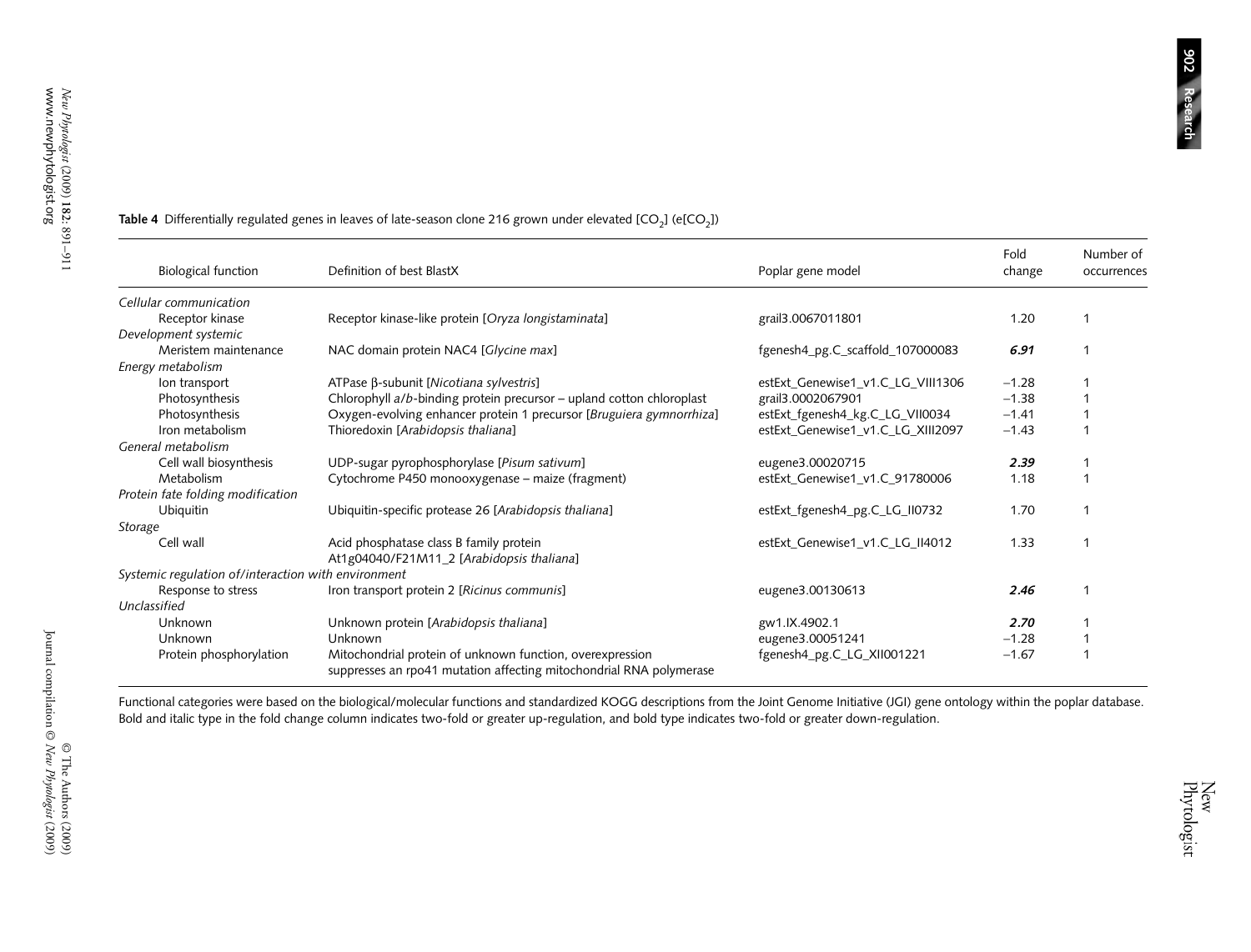**Table 4** Differentially regulated genes in leaves of late-season clone 216 grown under elevated [$CO_2$] (e[$CO_2$])

| Biological function | Definition of best BlastX | Poplar gene model | Fold change | Number of occurrences |
|---|---|---|---|---|
| *Cellular communication* | | | | |
| Receptor kinase | Receptor kinase-like protein [*Oryza longistaminata*] | grail3.0067011801 | 1.20 | 1 |
| *Development systemic* | | | | |
| Meristem maintenance | NAC domain protein NAC4 [*Glycine max*] | fgenesh4_pg.C_scaffold_107000083 | ***6.91*** | 1 |
| *Energy metabolism* | | | | |
| Ion transport | ATPase β-subunit [*Nicotiana sylvestris*] | estExt_Genewise1_v1.C_LG_VIII1306 | −1.28 | 1 |
| Photosynthesis | Chlorophyll *a*/*b*-binding protein precursor – upland cotton chloroplast | grail3.0002067901 | −1.38 | 1 |
| Photosynthesis | Oxygen-evolving enhancer protein 1 precursor [*Bruguiera gymnorrhiza*] | estExt_fgenesh4_kg.C_LG_VII0034 | −1.41 | 1 |
| Iron metabolism | Thioredoxin [*Arabidopsis thaliana*] | estExt_Genewise1_v1.C_LG_XIII2097 | −1.43 | 1 |
| *General metabolism* | | | | |
| Cell wall biosynthesis | UDP-sugar pyrophosphorylase [*Pisum sativum*] | eugene3.00020715 | ***2.39*** | 1 |
| Metabolism | Cytochrome P450 monooxygenase – maize (fragment) | estExt_Genewise1_v1.C_91780006 | 1.18 | 1 |
| *Protein fate folding modification* | | | | |
| Ubiquitin | Ubiquitin-specific protease 26 [*Arabidopsis thaliana*] | estExt_fgenesh4_pg.C_LG_II0732 | 1.70 | 1 |
| *Storage* | | | | |
| Cell wall | Acid phosphatase class B family protein At1g04040/F21M11_2 [*Arabidopsis thaliana*] | estExt_Genewise1_v1.C_LG_II4012 | 1.33 | 1 |
| *Systemic regulation of/interaction with environment* | | | | |
| Response to stress | Iron transport protein 2 [*Ricinus communis*] | eugene3.00130613 | ***2.46*** | 1 |
| *Unclassified* | | | | |
| Unknown | Unknown protein [*Arabidopsis thaliana*] | gw1.IX.4902.1 | ***2.70*** | 1 |
| Unknown | Unknown | eugene3.00051241 | −1.28 | 1 |
| Protein phosphorylation | Mitochondrial protein of unknown function, overexpression suppresses an rpo41 mutation affecting mitochondrial RNA polymerase | fgenesh4_pg.C_LG_XII001221 | −1.67 | 1 |

Functional categories were based on the biological/molecular functions and standardized KOGG descriptions from the Joint Genome Initiative (JGI) gene ontology within the poplar database. Bold and italic type in the fold change column indicates two-fold or greater up-regulation, and bold type indicates two-fold or greater down-regulation.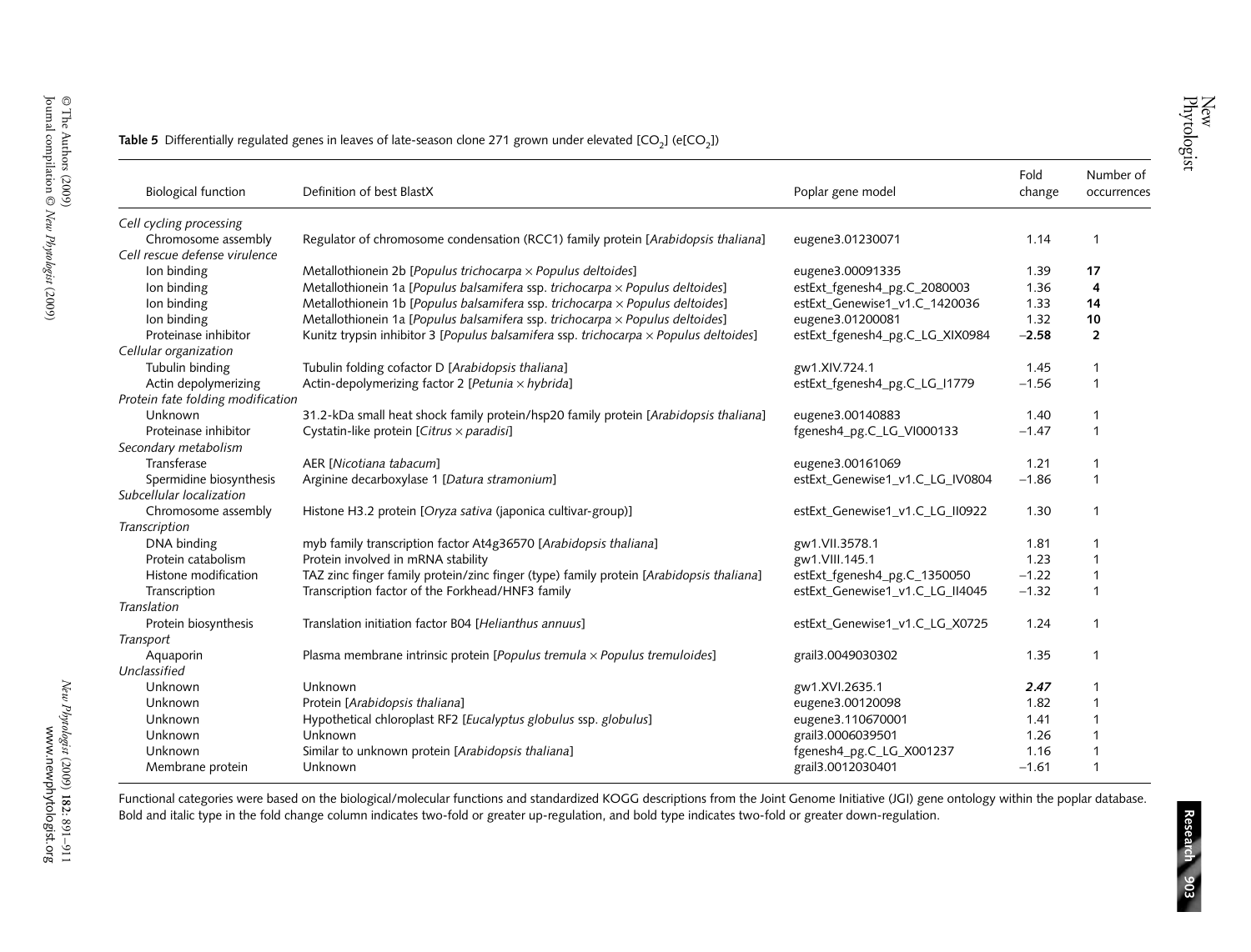**Table 5** Differentially regulated genes in leaves of late-season clone 271 grown under elevated [$CO_2$] (e[$CO_2$])

| Biological function | Definition of best BlastX | Poplar gene model | Fold change | Number of occurrences |
|---|---|---|---|---|
| *Cell cycling processing* | | | | |
| Chromosome assembly | Regulator of chromosome condensation (RCC1) family protein [*Arabidopsis thaliana*] | eugene3.01230071 | 1.14 | 1 |
| *Cell rescue defense virulence* | | | | |
| Ion binding | Metallothionein 2b [*Populus trichocarpa* × *Populus deltoides*] | eugene3.00091335 | 1.39 | **17** |
| Ion binding | Metallothionein 1a [*Populus balsamifera* ssp. *trichocarpa* × *Populus deltoides*] | estExt_fgenesh4_pg.C_2080003 | 1.36 | **4** |
| Ion binding | Metallothionein 1b [*Populus balsamifera* ssp. *trichocarpa* × *Populus deltoides*] | estExt_Genewise1_v1.C_1420036 | 1.33 | **14** |
| Ion binding | Metallothionein 1a [*Populus balsamifera* ssp. *trichocarpa* × *Populus deltoides*] | eugene3.01200081 | 1.32 | **10** |
| Proteinase inhibitor | Kunitz trypsin inhibitor 3 [*Populus balsamifera* ssp. *trichocarpa* × *Populus deltoides*] | estExt_fgenesh4_pg.C_LG_XIX0984 | **−2.58** | **2** |
| *Cellular organization* | | | | |
| Tubulin binding | Tubulin folding cofactor D [*Arabidopsis thaliana*] | gw1.XIV.724.1 | 1.45 | 1 |
| Actin depolymerizing | Actin-depolymerizing factor 2 [*Petunia* × *hybrida*] | estExt_fgenesh4_pg.C_LG_I1779 | −1.56 | 1 |
| *Protein fate folding modification* | | | | |
| Unknown | 31.2-kDa small heat shock family protein/hsp20 family protein [*Arabidopsis thaliana*] | eugene3.00140883 | 1.40 | 1 |
| Proteinase inhibitor | Cystatin-like protein [*Citrus* × *paradisi*] | fgenesh4_pg.C_LG_VI000133 | −1.47 | 1 |
| *Secondary metabolism* | | | | |
| Transferase | AER [*Nicotiana tabacum*] | eugene3.00161069 | 1.21 | 1 |
| Spermidine biosynthesis | Arginine decarboxylase 1 [*Datura stramonium*] | estExt_Genewise1_v1.C_LG_IV0804 | −1.86 | 1 |
| *Subcellular localization* | | | | |
| Chromosome assembly | Histone H3.2 protein [*Oryza sativa* (japonica cultivar-group)] | estExt_Genewise1_v1.C_LG_II0922 | 1.30 | 1 |
| *Transcription* | | | | |
| DNA binding | myb family transcription factor At4g36570 [*Arabidopsis thaliana*] | gw1.VII.3578.1 | 1.81 | 1 |
| Protein catabolism | Protein involved in mRNA stability | gw1.VIII.145.1 | 1.23 | 1 |
| Histone modification | TAZ zinc finger family protein/zinc finger (type) family protein [*Arabidopsis thaliana*] | estExt_fgenesh4_pg.C_1350050 | −1.22 | 1 |
| Transcription | Transcription factor of the Forkhead/HNF3 family | estExt_Genewise1_v1.C_LG_II4045 | −1.32 | 1 |
| *Translation* | | | | |
| Protein biosynthesis | Translation initiation factor B04 [*Helianthus annuus*] | estExt_Genewise1_v1.C_LG_X0725 | 1.24 | 1 |
| *Transport* | | | | |
| Aquaporin | Plasma membrane intrinsic protein [*Populus tremula* × *Populus tremuloides*] | grail3.0049030302 | 1.35 | 1 |
| *Unclassified* | | | | |
| Unknown | Unknown | gw1.XVI.2635.1 | ***2.47*** | 1 |
| Unknown | Protein [*Arabidopsis thaliana*] | eugene3.00120098 | 1.82 | 1 |
| Unknown | Hypothetical chloroplast RF2 [*Eucalyptus globulus* ssp. *globulus*] | eugene3.110670001 | 1.41 | 1 |
| Unknown | Unknown | grail3.0006039501 | 1.26 | 1 |
| Unknown | Similar to unknown protein [*Arabidopsis thaliana*] | fgenesh4_pg.C_LG_X001237 | 1.16 | 1 |
| Membrane protein | Unknown | grail3.0012030401 | −1.61 | 1 |

Functional categories were based on the biological/molecular functions and standardized KOGG descriptions from the Joint Genome Initiative (JGI) gene ontology within the poplar database. Bold and italic type in the fold change column indicates two-fold or greater up-regulation, and bold type indicates two-fold or greater down-regulation.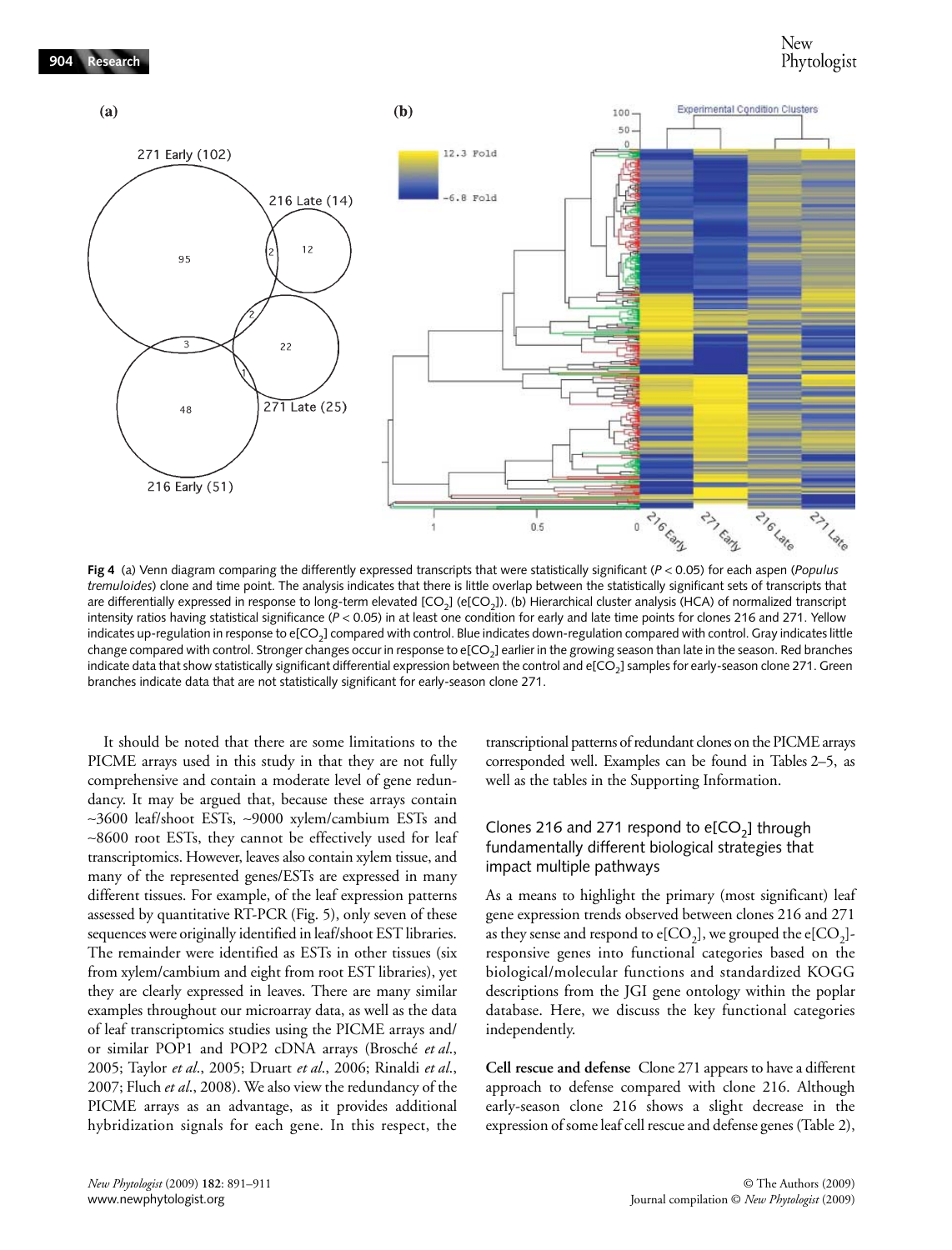**Fig 4** (a) Venn diagram comparing the differently expressed transcripts that were statistically significant ($P < 0.05$) for each aspen (*Populus tremuloides*) clone and time point. The analysis indicates that there is little overlap between the statistically significant sets of transcripts that are differentially expressed in response to long-term elevated [$CO_2$] (e[$CO_2$]). (b) Hierarchical cluster analysis (HCA) of normalized transcript intensity ratios having statistical significance ($P < 0.05$) in at least one condition for early and late time points for clones 216 and 271. Yellow indicates up-regulation in response to e[$CO_2$] compared with control. Blue indicates down-regulation compared with control. Gray indicates little change compared with control. Stronger changes occur in response to e[$CO_2$] earlier in the growing season than late in the season. Red branches indicate data that show statistically significant differential expression between the control and e[$CO_2$] samples for early-season clone 271. Green branches indicate data that are not statistically significant for early-season clone 271.

It should be noted that there are some limitations to the PICME arrays used in this study in that they are not fully comprehensive and contain a moderate level of gene redundancy. It may be argued that, because these arrays contain ~3600 leaf/shoot ESTs, ~9000 xylem/cambium ESTs and ~8600 root ESTs, they cannot be effectively used for leaf transcriptomics. However, leaves also contain xylem tissue, and many of the represented genes/ESTs are expressed in many different tissues. For example, of the leaf expression patterns assessed by quantitative RT-PCR (Fig. 5), only seven of these sequences were originally identified in leaf/shoot EST libraries. The remainder were identified as ESTs in other tissues (six from xylem/cambium and eight from root EST libraries), yet they are clearly expressed in leaves. There are many similar examples throughout our microarray data, as well as the data of leaf transcriptomics studies using the PICME arrays and/or similar POP1 and POP2 cDNA arrays (Brosché *et al.*, 2005; Taylor *et al.*, 2005; Druart *et al.*, 2006; Rinaldi *et al.*, 2007; Fluch *et al.*, 2008). We also view the redundancy of the PICME arrays as an advantage, as it provides additional hybridization signals for each gene. In this respect, the transcriptional patterns of redundant clones on the PICME arrays corresponded well. Examples can be found in Tables 2–5, as well as the tables in the Supporting Information.

### Clones 216 and 271 respond to e[$CO_2$] through fundamentally different biological strategies that impact multiple pathways

As a means to highlight the primary (most significant) leaf gene expression trends observed between clones 216 and 271 as they sense and respond to e[$CO_2$], we grouped the e[$CO_2$]-responsive genes into functional categories based on the biological/molecular functions and standardized KOGG descriptions from the JGI gene ontology within the poplar database. Here, we discuss the key functional categories independently.

**Cell rescue and defense** Clone 271 appears to have a different approach to defense compared with clone 216. Although early-season clone 216 shows a slight decrease in the expression of some leaf cell rescue and defense genes (Table 2),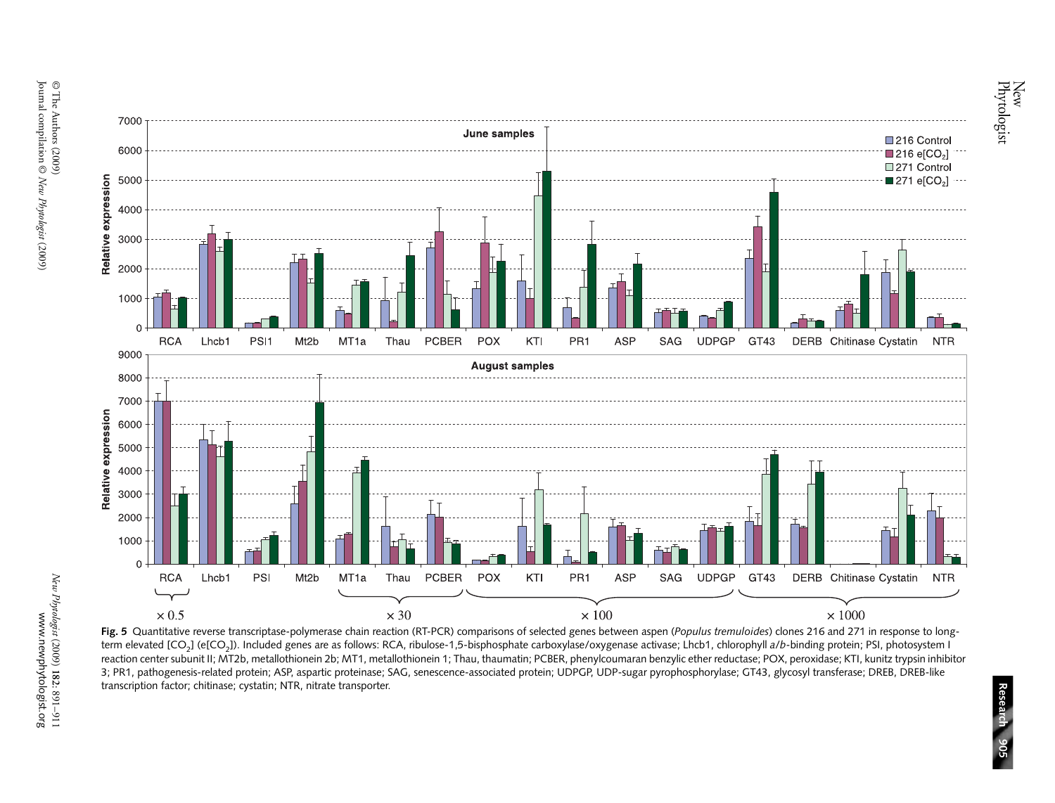Fig. 5 Quantitative reverse transcriptase-polymerase chain reaction (RT-PCR) comparisons of selected genes between aspen (*Populus tremuloides*) clones 216 and 271 in response to long-term elevated [$CO_2$] (e[$CO_2$]). Included genes are as follows: RCA, ribulose-1,5-bisphosphate carboxylase/oxygenase activase; Lhcb1, chlorophyll *a*/*b*-binding protein; PSI, photosystem I reaction center subunit II; MT2b, metallothionein 2b; MT1, metallothionein 1; Thau, thaumatin; PCBER, phenylcoumaran benzylic ether reductase; POX, peroxidase; KTI, kunitz trypsin inhibitor 3; PR1, pathogenesis-related protein; ASP, aspartic proteinase; SAG, senescence-associated protein; UDPGP, UDP-sugar pyrophosphorylase; GT43, glycosyl transferase; DREB, DREB-like transcription factor; chitinase; cystatin; NTR, nitrate transporter.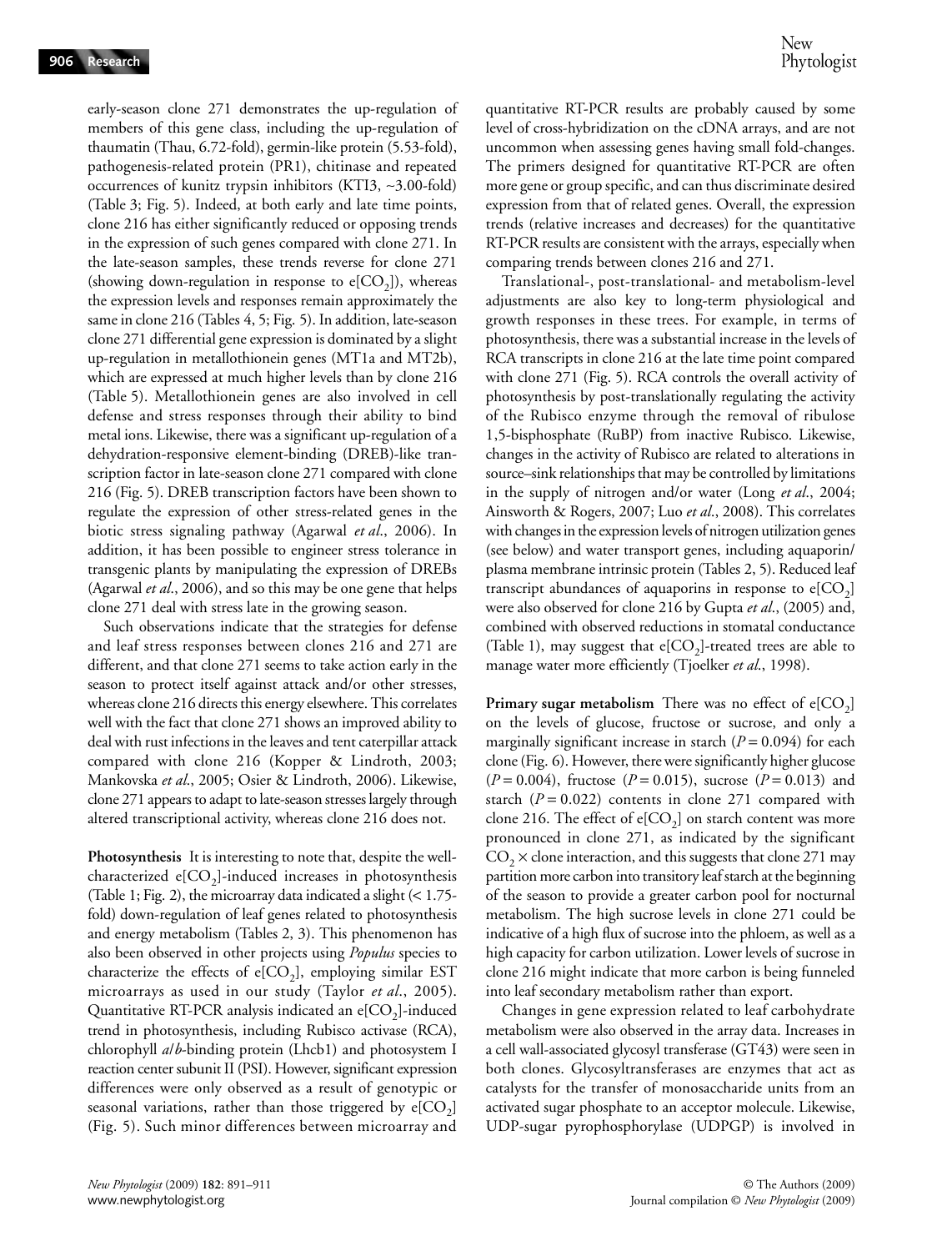early-season clone 271 demonstrates the up-regulation of members of this gene class, including the up-regulation of thaumatin (Thau, 6.72-fold), germin-like protein (5.53-fold), pathogenesis-related protein (PR1), chitinase and repeated occurrences of kunitz trypsin inhibitors (KTI3, ~3.00-fold) (Table 3; Fig. 5). Indeed, at both early and late time points, clone 216 has either significantly reduced or opposing trends in the expression of such genes compared with clone 271. In the late-season samples, these trends reverse for clone 271 (showing down-regulation in response to e[$CO_2$]), whereas the expression levels and responses remain approximately the same in clone 216 (Tables 4, 5; Fig. 5). In addition, late-season clone 271 differential gene expression is dominated by a slight up-regulation in metallothionein genes (MT1a and MT2b), which are expressed at much higher levels than by clone 216 (Table 5). Metallothionein genes are also involved in cell defense and stress responses through their ability to bind metal ions. Likewise, there was a significant up-regulation of a dehydration-responsive element-binding (DREB)-like transcription factor in late-season clone 271 compared with clone 216 (Fig. 5). DREB transcription factors have been shown to regulate the expression of other stress-related genes in the biotic stress signaling pathway (Agarwal *et al*., 2006). In addition, it has been possible to engineer stress tolerance in transgenic plants by manipulating the expression of DREBs (Agarwal *et al*., 2006), and so this may be one gene that helps clone 271 deal with stress late in the growing season.

Such observations indicate that the strategies for defense and leaf stress responses between clones 216 and 271 are different, and that clone 271 seems to take action early in the season to protect itself against attack and/or other stresses, whereas clone 216 directs this energy elsewhere. This correlates well with the fact that clone 271 shows an improved ability to deal with rust infections in the leaves and tent caterpillar attack compared with clone 216 (Kopper & Lindroth, 2003; Mankovska *et al*., 2005; Osier & Lindroth, 2006). Likewise, clone 271 appears to adapt to late-season stresses largely through altered transcriptional activity, whereas clone 216 does not.

**Photosynthesis** It is interesting to note that, despite the well-characterized e[$CO_2$]-induced increases in photosynthesis (Table 1; Fig. 2), the microarray data indicated a slight (< 1.75-fold) down-regulation of leaf genes related to photosynthesis and energy metabolism (Tables 2, 3). This phenomenon has also been observed in other projects using *Populus* species to characterize the effects of e[$CO_2$], employing similar EST microarrays as used in our study (Taylor *et al*., 2005). Quantitative RT-PCR analysis indicated an e[$CO_2$]-induced trend in photosynthesis, including Rubisco activase (RCA), chlorophyll *a*/*b*-binding protein (Lhcb1) and photosystem I reaction center subunit II (PSI). However, significant expression differences were only observed as a result of genotypic or seasonal variations, rather than those triggered by e[$CO_2$] (Fig. 5). Such minor differences between microarray and quantitative RT-PCR results are probably caused by some level of cross-hybridization on the cDNA arrays, and are not uncommon when assessing genes having small fold-changes. The primers designed for quantitative RT-PCR are often more gene or group specific, and can thus discriminate desired expression from that of related genes. Overall, the expression trends (relative increases and decreases) for the quantitative RT-PCR results are consistent with the arrays, especially when comparing trends between clones 216 and 271.

Translational-, post-translational- and metabolism-level adjustments are also key to long-term physiological and growth responses in these trees. For example, in terms of photosynthesis, there was a substantial increase in the levels of RCA transcripts in clone 216 at the late time point compared with clone 271 (Fig. 5). RCA controls the overall activity of photosynthesis by post-translationally regulating the activity of the Rubisco enzyme through the removal of ribulose 1,5-bisphosphate (RuBP) from inactive Rubisco. Likewise, changes in the activity of Rubisco are related to alterations in source–sink relationships that may be controlled by limitations in the supply of nitrogen and/or water (Long *et al*., 2004; Ainsworth & Rogers, 2007; Luo *et al*., 2008). This correlates with changes in the expression levels of nitrogen utilization genes (see below) and water transport genes, including aquaporin/plasma membrane intrinsic protein (Tables 2, 5). Reduced leaf transcript abundances of aquaporins in response to e[$CO_2$] were also observed for clone 216 by Gupta *et al*., (2005) and, combined with observed reductions in stomatal conductance (Table 1), may suggest that e[$CO_2$]-treated trees are able to manage water more efficiently (Tjoelker *et al*., 1998).

**Primary sugar metabolism** There was no effect of e[$CO_2$] on the levels of glucose, fructose or sucrose, and only a marginally significant increase in starch ($P = 0.094$) for each clone (Fig. 6). However, there were significantly higher glucose ($P = 0.004$), fructose ($P = 0.015$), sucrose ($P = 0.013$) and starch ($P = 0.022$) contents in clone 271 compared with clone 216. The effect of e[$CO_2$] on starch content was more pronounced in clone 271, as indicated by the significant $CO_2$ × clone interaction, and this suggests that clone 271 may partition more carbon into transitory leaf starch at the beginning of the season to provide a greater carbon pool for nocturnal metabolism. The high sucrose levels in clone 271 could be indicative of a high flux of sucrose into the phloem, as well as a high capacity for carbon utilization. Lower levels of sucrose in clone 216 might indicate that more carbon is being funneled into leaf secondary metabolism rather than export.

Changes in gene expression related to leaf carbohydrate metabolism were also observed in the array data. Increases in a cell wall-associated glycosyl transferase (GT43) were seen in both clones. Glycosyltransferases are enzymes that act as catalysts for the transfer of monosaccharide units from an activated sugar phosphate to an acceptor molecule. Likewise, UDP-sugar pyrophosphorylase (UDPGP) is involved in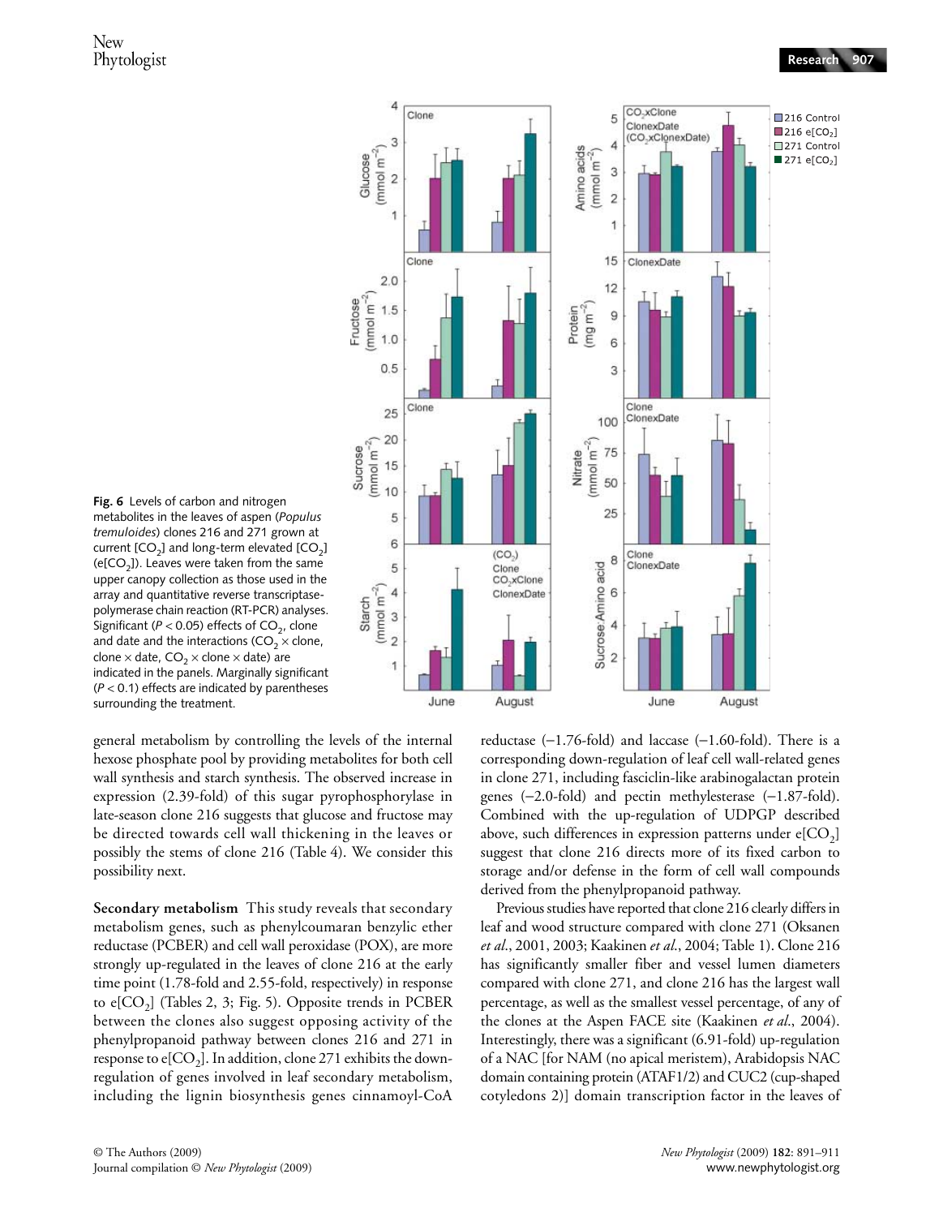**Fig. 6** Levels of carbon and nitrogen metabolites in the leaves of aspen (*Populus tremuloides*) clones 216 and 271 grown at current [$CO_2$] and long-term elevated [$CO_2$] (e[$CO_2$]). Leaves were taken from the same upper canopy collection as those used in the array and quantitative reverse transcriptase-polymerase chain reaction (RT-PCR) analyses. Significant ($P < 0.05$) effects of $CO_2$, clone and date and the interactions ($CO_2$ × clone, clone × date, $CO_2$ × clone × date) are indicated in the panels. Marginally significant ($P < 0.1$) effects are indicated by parentheses surrounding the treatment.

general metabolism by controlling the levels of the internal hexose phosphate pool by providing metabolites for both cell wall synthesis and starch synthesis. The observed increase in expression (2.39-fold) of this sugar pyrophosphorylase in late-season clone 216 suggests that glucose and fructose may be directed towards cell wall thickening in the leaves or possibly the stems of clone 216 (Table 4). We consider this possibility next.

**Secondary metabolism** This study reveals that secondary metabolism genes, such as phenylcoumaran benzylic ether reductase (PCBER) and cell wall peroxidase (POX), are more strongly up-regulated in the leaves of clone 216 at the early time point (1.78-fold and 2.55-fold, respectively) in response to e[$CO_2$] (Tables 2, 3; Fig. 5). Opposite trends in PCBER between the clones also suggest opposing activity of the phenylpropanoid pathway between clones 216 and 271 in response to e[$CO_2$]. In addition, clone 271 exhibits the down-regulation of genes involved in leaf secondary metabolism, including the lignin biosynthesis genes cinnamoyl-CoA reductase (−1.76-fold) and laccase (−1.60-fold). There is a corresponding down-regulation of leaf cell wall-related genes in clone 271, including fasciclin-like arabinogalactan protein genes (−2.0-fold) and pectin methylesterase (−1.87-fold). Combined with the up-regulation of UDPGP described above, such differences in expression patterns under e[$CO_2$] suggest that clone 216 directs more of its fixed carbon to storage and/or defense in the form of cell wall compounds derived from the phenylpropanoid pathway.

Previous studies have reported that clone 216 clearly differs in leaf and wood structure compared with clone 271 (Oksanen *et al.*, 2001, 2003; Kaakinen *et al.*, 2004; Table 1). Clone 216 has significantly smaller fiber and vessel lumen diameters compared with clone 271, and clone 216 has the largest wall percentage, as well as the smallest vessel percentage, of any of the clones at the Aspen FACE site (Kaakinen *et al.*, 2004). Interestingly, there was a significant (6.91-fold) up-regulation of a NAC [for NAM (no apical meristem), Arabidopsis NAC domain containing protein (ATAF1/2) and CUC2 (cup-shaped cotyledons 2)] domain transcription factor in the leaves of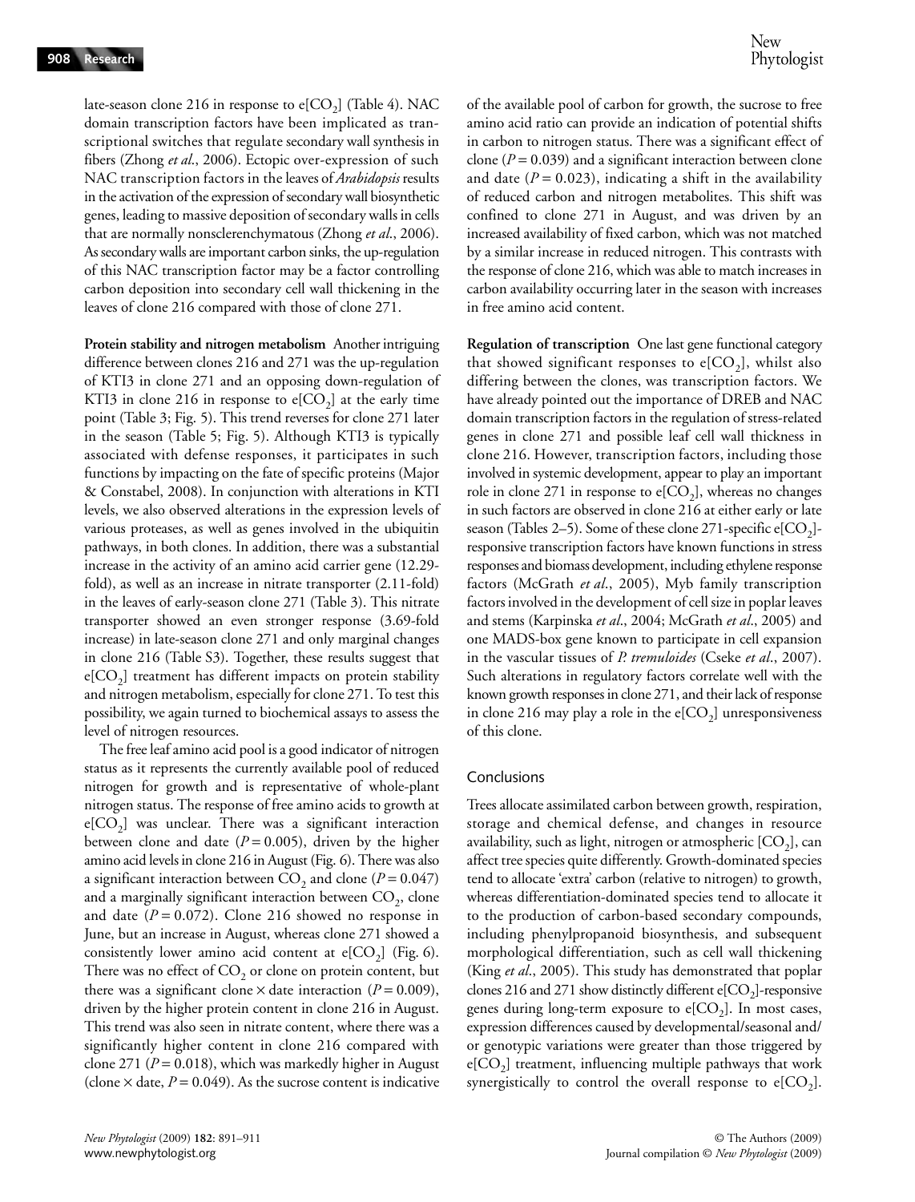late-season clone 216 in response to e[$CO_2$] (Table 4). NAC domain transcription factors have been implicated as transcriptional switches that regulate secondary wall synthesis in fibers (Zhong *et al*., 2006). Ectopic over-expression of such NAC transcription factors in the leaves of *Arabidopsis* results in the activation of the expression of secondary wall biosynthetic genes, leading to massive deposition of secondary walls in cells that are normally nonsclerenchymatous (Zhong *et al*., 2006). As secondary walls are important carbon sinks, the up-regulation of this NAC transcription factor may be a factor controlling carbon deposition into secondary cell wall thickening in the leaves of clone 216 compared with those of clone 271.

**Protein stability and nitrogen metabolism** Another intriguing difference between clones 216 and 271 was the up-regulation of KTI3 in clone 271 and an opposing down-regulation of KTI3 in clone 216 in response to e[$CO_2$] at the early time point (Table 3; Fig. 5). This trend reverses for clone 271 later in the season (Table 5; Fig. 5). Although KTI3 is typically associated with defense responses, it participates in such functions by impacting on the fate of specific proteins (Major & Constabel, 2008). In conjunction with alterations in KTI levels, we also observed alterations in the expression levels of various proteases, as well as genes involved in the ubiquitin pathways, in both clones. In addition, there was a substantial increase in the activity of an amino acid carrier gene (12.29-fold), as well as an increase in nitrate transporter (2.11-fold) in the leaves of early-season clone 271 (Table 3). This nitrate transporter showed an even stronger response (3.69-fold increase) in late-season clone 271 and only marginal changes in clone 216 (Table S3). Together, these results suggest that e[$CO_2$] treatment has different impacts on protein stability and nitrogen metabolism, especially for clone 271. To test this possibility, we again turned to biochemical assays to assess the level of nitrogen resources.

The free leaf amino acid pool is a good indicator of nitrogen status as it represents the currently available pool of reduced nitrogen for growth and is representative of whole-plant nitrogen status. The response of free amino acids to growth at e[$CO_2$] was unclear. There was a significant interaction between clone and date ($P = 0.005$), driven by the higher amino acid levels in clone 216 in August (Fig. 6). There was also a significant interaction between $CO_2$ and clone ($P = 0.047$) and a marginally significant interaction between $CO_2$, clone and date ($P = 0.072$). Clone 216 showed no response in June, but an increase in August, whereas clone 271 showed a consistently lower amino acid content at e[$CO_2$] (Fig. 6). There was no effect of $CO_2$ or clone on protein content, but there was a significant clone × date interaction ($P = 0.009$), driven by the higher protein content in clone 216 in August. This trend was also seen in nitrate content, where there was a significantly higher content in clone 216 compared with clone 271 ($P = 0.018$), which was markedly higher in August (clone × date, $P = 0.049$). As the sucrose content is indicative of the available pool of carbon for growth, the sucrose to free amino acid ratio can provide an indication of potential shifts in carbon to nitrogen status. There was a significant effect of clone ($P = 0.039$) and a significant interaction between clone and date ($P = 0.023$), indicating a shift in the availability of reduced carbon and nitrogen metabolites. This shift was confined to clone 271 in August, and was driven by an increased availability of fixed carbon, which was not matched by a similar increase in reduced nitrogen. This contrasts with the response of clone 216, which was able to match increases in carbon availability occurring later in the season with increases in free amino acid content.

**Regulation of transcription** One last gene functional category that showed significant responses to e[$CO_2$], whilst also differing between the clones, was transcription factors. We have already pointed out the importance of DREB and NAC domain transcription factors in the regulation of stress-related genes in clone 271 and possible leaf cell wall thickness in clone 216. However, transcription factors, including those involved in systemic development, appear to play an important role in clone 271 in response to e[$CO_2$], whereas no changes in such factors are observed in clone 216 at either early or late season (Tables 2–5). Some of these clone 271-specific e[$CO_2$]-responsive transcription factors have known functions in stress responses and biomass development, including ethylene response factors (McGrath *et al*., 2005), Myb family transcription factors involved in the development of cell size in poplar leaves and stems (Karpinska *et al*., 2004; McGrath *et al*., 2005) and one MADS-box gene known to participate in cell expansion in the vascular tissues of *P. tremuloides* (Cseke *et al*., 2007). Such alterations in regulatory factors correlate well with the known growth responses in clone 271, and their lack of response in clone 216 may play a role in the e[$CO_2$] unresponsiveness of this clone.

## Conclusions

Trees allocate assimilated carbon between growth, respiration, storage and chemical defense, and changes in resource availability, such as light, nitrogen or atmospheric [$CO_2$], can affect tree species quite differently. Growth-dominated species tend to allocate 'extra' carbon (relative to nitrogen) to growth, whereas differentiation-dominated species tend to allocate it to the production of carbon-based secondary compounds, including phenylpropanoid biosynthesis, and subsequent morphological differentiation, such as cell wall thickening (King *et al*., 2005). This study has demonstrated that poplar clones 216 and 271 show distinctly different e[$CO_2$]-responsive genes during long-term exposure to e[$CO_2$]. In most cases, expression differences caused by developmental/seasonal and/or genotypic variations were greater than those triggered by e[$CO_2$] treatment, influencing multiple pathways that work synergistically to control the overall response to e[$CO_2$].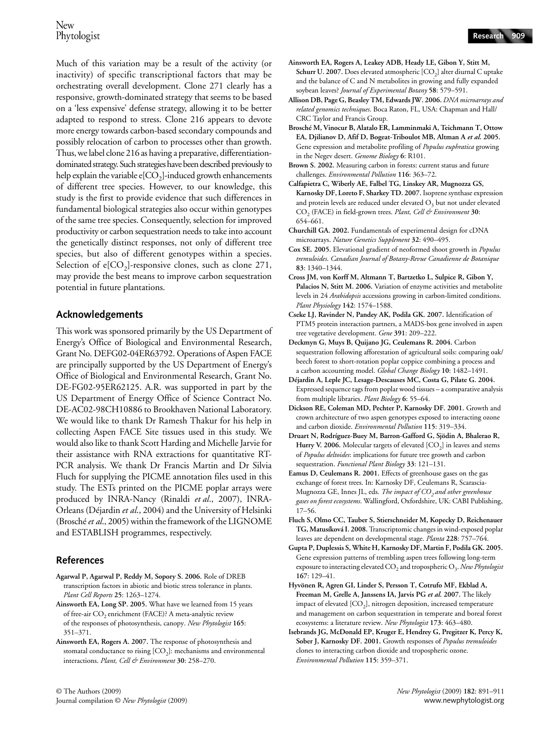Much of this variation may be a result of the activity (or inactivity) of specific transcriptional factors that may be orchestrating overall development. Clone 271 clearly has a responsive, growth-dominated strategy that seems to be based on a 'less expensive' defense strategy, allowing it to be better adapted to respond to stress. Clone 216 appears to devote more energy towards carbon-based secondary compounds and possibly relocation of carbon to processes other than growth. Thus, we label clone 216 as having a preparative, differentiation-dominated strategy. Such strategies have been described previously to help explain the variable e[$CO_2$]-induced growth enhancements of different tree species. However, to our knowledge, this study is the first to provide evidence that such differences in fundamental biological strategies also occur within genotypes of the same tree species. Consequently, selection for improved productivity or carbon sequestration needs to take into account the genetically distinct responses, not only of different tree species, but also of different genotypes within a species. Selection of e[$CO_2$]-responsive clones, such as clone 271, may provide the best means to improve carbon sequestration potential in future plantations.

## Acknowledgements

This work was sponsored primarily by the US Department of Energy's Office of Biological and Environmental Research, Grant No. DEFG02-04ER63792. Operations of Aspen FACE are principally supported by the US Department of Energy's Office of Biological and Environmental Research, Grant No. DE-FG02-95ER62125. A.R. was supported in part by the US Department of Energy Office of Science Contract No. DE-AC02-98CH10886 to Brookhaven National Laboratory. We would like to thank Dr Ramesh Thakur for his help in collecting Aspen FACE Site tissues used in this study. We would also like to thank Scott Harding and Michelle Jarvie for their assistance with RNA extractions for quantitative RT-PCR analysis. We thank Dr Francis Martin and Dr Silvia Fluch for supplying the PICME annotation files used in this study. The ESTs printed on the PICME poplar arrays were produced by INRA-Nancy (Rinaldi *et al*., 2007), INRA-Orleans (Déjardin *et al*., 2004) and the University of Helsinki (Brosché *et al*., 2005) within the framework of the LIGNOME and ESTABLISH programmes, respectively.

## References

**Agarwal P, Agarwal P, Reddy M, Sopory S. 2006.** Role of DREB transcription factors in abiotic and biotic stress tolerance in plants. *Plant Cell Reports* **25**: 1263–1274.

**Ainsworth EA, Long SP. 2005.** What have we learned from 15 years of free-air $CO_2$ enrichment (FACE)? A meta-analytic review of the responses of photosynthesis, canopy. *New Phytologist* **165**: 351–371.

**Ainsworth EA, Rogers A. 2007.** The response of photosynthesis and stomatal conductance to rising [$CO_2$]: mechanisms and environmental interactions. *Plant, Cell & Environment* **30**: 258–270.

**Ainsworth EA, Rogers A, Leakey ADB, Heady LE, Gibon Y, Stitt M, Schurr U. 2007.** Does elevated atmospheric [$CO_2$] alter diurnal C uptake and the balance of C and N metabolites in growing and fully expanded soybean leaves? *Journal of Experimental Botany* **58**: 579–591.

**Allison DB, Page G, Beasley TM, Edwards JW. 2006.** *DNA microarrays and related genomics techniques*. Boca Raton, FL, USA: Chapman and Hall/ CRC Taylor and Francis Group.

**Brosché M, Vinocur B, Alatalo ER, Lamminmaki A, Teichmann T, Ottow EA, Djilianov D, Afif D, Bogeat-Triboulot MB, Altman A *et al.* 2005.** Gene expression and metabolite profiling of *Populus euphratica* growing in the Negev desert. *Genome Biology* **6**: R101.

**Brown S. 2002.** Measuring carbon in forests: current status and future challenges. *Environmental Pollution* **116**: 363–72.

**Calfapietra C, Wiberly AE, Falbel TG, Linskey AR, Mugnozza GS, Karnosky DF, Loreto F, Sharkey TD. 2007.** Isoprene synthase expression and protein levels are reduced under elevated $O_3$ but not under elevated $CO_2$ (FACE) in field-grown trees. *Plant, Cell & Environment* **30**: 654–661.

**Churchill GA. 2002.** Fundamentals of experimental design for cDNA microarrays. *Nature Genetics Supplement* **32**: 490–495.

**Cox SE. 2005.** Elevational gradient of neoformed shoot growth in *Populus tremuloides*. *Canadian Journal of Botany-Revue Canadienne de Botanique* **83**: 1340–1344.

**Cross JM, von Korff M, Altmann T, Bartzetko L, Sulpice R, Gibon Y, Palacios N, Stitt M. 2006.** Variation of enzyme activities and metabolite levels in 24 *Arabidopsis* accessions growing in carbon-limited conditions. *Plant Physiology* **142**: 1574–1588.

**Cseke LJ, Ravinder N, Pandey AK, Podila GK. 2007.** Identification of PTM5 protein interaction partners, a MADS-box gene involved in aspen tree vegetative development. *Gene* **391**: 209–222.

**Deckmyn G, Muys B, Quijano JG, Ceulemans R. 2004.** Carbon sequestration following afforestation of agricultural soils: comparing oak/ beech forest to short-rotation poplar coppice combining a process and a carbon accounting model. *Global Change Biology* **10**: 1482–1491.

**Déjardin A, Leple JC, Lesage-Descauses MC, Costa G, Pilate G. 2004.** Expressed sequence tags from poplar wood tissues – a comparative analysis from multiple libraries. *Plant Biology* **6**: 55–64.

**Dickson RE, Coleman MD, Pechter P, Karnosky DF. 2001.** Growth and crown architecture of two aspen genotypes exposed to interacting ozone and carbon dioxide. *Environmental Pollution* **115**: 319–334.

**Druart N, Rodríguez-Buey M, Barron-Gafford G, Sjödin A, Bhalerao R, Hurry V. 2006.** Molecular targets of elevated [$CO_2$] in leaves and stems of *Populus deltoides*: implications for future tree growth and carbon sequestration. *Functional Plant Biology* **33**: 121–131.

**Eamus D, Ceulemans R. 2001.** Effects of greenhouse gases on the gas exchange of forest trees. In: Karnosky DF, Ceulemans R, Scarascia-Mugnozza GE, Innes JL, eds. *The impact of $CO_2$ and other greenhouse gases on forest ecosystems*. Wallingford, Oxfordshire, UK: CABI Publishing, 17–56.

**Fluch S, Olmo CC, Tauber S, Stierschneider M, Kopecky D, Reichenauer TG, Matusíková I. 2008.** Transcriptomic changes in wind-exposed poplar leaves are dependent on developmental stage. *Planta* **228**: 757–764.

**Gupta P, Duplessis S, White H, Karnosky DF, Martin F, Podila GK. 2005.** Gene expression patterns of trembling aspen trees following long-term exposure to interacting elevated $CO_2$ and tropospheric $O_3$. *New Phytologist* **167**: 129–41.

**Hyvönen R, Agren GI, Linder S, Persson T, Cotrufo MF, Ekblad A, Freeman M, Grelle A, Janssens IA, Jarvis PG *et al.* 2007.** The likely impact of elevated [$CO_2$], nitrogen deposition, increased temperature and management on carbon sequestration in temperate and boreal forest ecosystems: a literature review. *New Phytologist* **173**: 463–480.

**Isebrands JG, McDonald EP, Kruger E, Hendrey G, Pregitzer K, Percy K, Sober J, Karnosky DF. 2001.** Growth responses of *Populus tremuloides* clones to interacting carbon dioxide and tropospheric ozone. *Environmental Pollution* **115**: 359–371.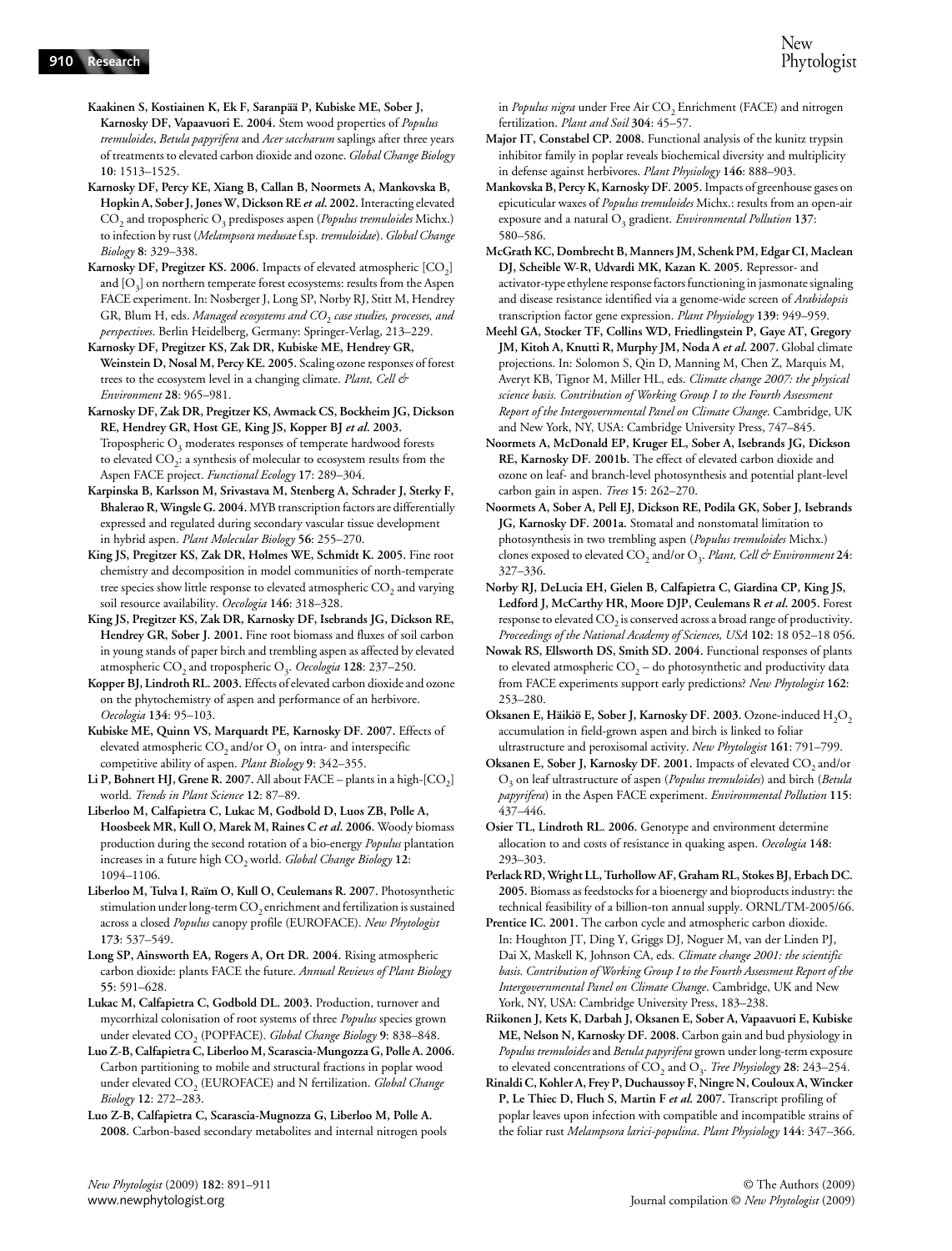**Kaakinen S, Kostiainen K, Ek F, Saranpää P, Kubiske ME, Sober J, Karnosky DF, Vapaavuori E. 2004.** Stem wood properties of *Populus tremuloides*, *Betula papyrifera* and *Acer saccharum* saplings after three years of treatments to elevated carbon dioxide and ozone. *Global Change Biology* **10**: 1513–1525.

**Karnosky DF, Percy KE, Xiang B, Callan B, Noormets A, Mankovska B, Hopkin A, Sober J, Jones W, Dickson RE *et al.* 2002.** Interacting elevated $CO_2$ and tropospheric $O_3$ predisposes aspen (*Populus tremuloides* Michx.) to infection by rust (*Melampsora medusae* f.sp. *tremuloidae*). *Global Change Biology* **8**: 329–338.

**Karnosky DF, Pregitzer KS. 2006.** Impacts of elevated atmospheric $[CO_2]$ and $[O_3]$ on northern temperate forest ecosystems: results from the Aspen FACE experiment. In: Nosberger J, Long SP, Norby RJ, Stitt M, Hendrey GR, Blum H, eds. *Managed ecosystems and $CO_2$ case studies, processes, and perspectives*. Berlin Heidelberg, Germany: Springer-Verlag, 213–229.

**Karnosky DF, Pregitzer KS, Zak DR, Kubiske ME, Hendrey GR, Weinstein D, Nosal M, Percy KE. 2005.** Scaling ozone responses of forest trees to the ecosystem level in a changing climate. *Plant, Cell & Environment* **28**: 965–981.

**Karnosky DF, Zak DR, Pregitzer KS, Awmack CS, Bockheim JG, Dickson RE, Hendrey GR, Host GE, King JS, Kopper BJ *et al.* 2003.** Tropospheric $O_3$ moderates responses of temperate hardwood forests to elevated $CO_2$: a synthesis of molecular to ecosystem results from the Aspen FACE project. *Functional Ecology* **17**: 289–304.

**Karpinska B, Karlsson M, Srivastava M, Stenberg A, Schrader J, Sterky F, Bhalerao R, Wingsle G. 2004.** MYB transcription factors are differentially expressed and regulated during secondary vascular tissue development in hybrid aspen. *Plant Molecular Biology* **56**: 255–270.

**King JS, Pregitzer KS, Zak DR, Holmes WE, Schmidt K. 2005.** Fine root chemistry and decomposition in model communities of north-temperate tree species show little response to elevated atmospheric $CO_2$ and varying soil resource availability. *Oecologia* **146**: 318–328.

**King JS, Pregitzer KS, Zak DR, Karnosky DF, Isebrands JG, Dickson RE, Hendrey GR, Sober J. 2001.** Fine root biomass and fluxes of soil carbon in young stands of paper birch and trembling aspen as affected by elevated atmospheric $CO_2$ and tropospheric $O_3$. *Oecologia* **128**: 237–250.

**Kopper BJ, Lindroth RL. 2003.** Effects of elevated carbon dioxide and ozone on the phytochemistry of aspen and performance of an herbivore. *Oecologia* **134**: 95–103.

**Kubiske ME, Quinn VS, Marquardt PE, Karnosky DF. 2007.** Effects of elevated atmospheric $CO_2$ and/or $O_3$ on intra- and interspecific competitive ability of aspen. *Plant Biology* **9**: 342–355.

**Li P, Bohnert HJ, Grene R. 2007.** All about FACE – plants in a high-$[CO_2]$ world. *Trends in Plant Science* **12**: 87–89.

**Liberloo M, Calfapietra C, Lukac M, Godbold D, Luos ZB, Polle A, Hoosbeek MR, Kull O, Marek M, Raines C *et al.* 2006.** Woody biomass production during the second rotation of a bio-energy *Populus* plantation increases in a future high $CO_2$ world. *Global Change Biology* **12**: 1094–1106.

**Liberloo M, Tulva I, Raïm O, Kull O, Ceulemans R. 2007.** Photosynthetic stimulation under long-term $CO_2$ enrichment and fertilization is sustained across a closed *Populus* canopy profile (EUROFACE). *New Phytologist* **173**: 537–549.

**Long SP, Ainsworth EA, Rogers A, Ort DR. 2004.** Rising atmospheric carbon dioxide: plants FACE the future. *Annual Reviews of Plant Biology* **55**: 591–628.

**Lukac M, Calfapietra C, Godbold DL. 2003.** Production, turnover and mycorrhizal colonisation of root systems of three *Populus* species grown under elevated $CO_2$ (POPFACE). *Global Change Biology* **9**: 838–848.

**Luo Z-B, Calfapietra C, Liberloo M, Scarascia-Mungozza G, Polle A. 2006.** Carbon partitioning to mobile and structural fractions in poplar wood under elevated $CO_2$ (EUROFACE) and N fertilization. *Global Change Biology* **12**: 272–283.

**Luo Z-B, Calfapietra C, Scarascia-Mugnozza G, Liberloo M, Polle A. 2008.** Carbon-based secondary metabolites and internal nitrogen pools in *Populus nigra* under Free Air $CO_2$ Enrichment (FACE) and nitrogen fertilization. *Plant and Soil* **304**: 45–57.

**Major IT, Constabel CP. 2008.** Functional analysis of the kunitz trypsin inhibitor family in poplar reveals biochemical diversity and multiplicity in defense against herbivores. *Plant Physiology* **146**: 888–903.

**Mankovska B, Percy K, Karnosky DF. 2005.** Impacts of greenhouse gases on epicuticular waxes of *Populus tremuloides* Michx.: results from an open-air exposure and a natural $O_3$ gradient. *Environmental Pollution* **137**: 580–586.

**McGrath KC, Dombrecht B, Manners JM, Schenk PM, Edgar CI, Maclean DJ, Scheible W-R, Udvardi MK, Kazan K. 2005.** Repressor- and activator-type ethylene response factors functioning in jasmonate signaling and disease resistance identified via a genome-wide screen of *Arabidopsis* transcription factor gene expression. *Plant Physiology* **139**: 949–959.

**Meehl GA, Stocker TF, Collins WD, Friedlingstein P, Gaye AT, Gregory JM, Kitoh A, Knutti R, Murphy JM, Noda A *et al.* 2007.** Global climate projections. In: Solomon S, Qin D, Manning M, Chen Z, Marquis M, Averyt KB, Tignor M, Miller HL, eds. *Climate change 2007: the physical science basis. Contribution of Working Group I to the Fourth Assessment Report of the Intergovernmental Panel on Climate Change*. Cambridge, UK and New York, NY, USA: Cambridge University Press, 747–845.

**Noormets A, McDonald EP, Kruger EL, Sober A, Isebrands JG, Dickson RE, Karnosky DF. 2001b.** The effect of elevated carbon dioxide and ozone on leaf- and branch-level photosynthesis and potential plant-level carbon gain in aspen. *Trees* **15**: 262–270.

**Noormets A, Sober A, Pell EJ, Dickson RE, Podila GK, Sober J, Isebrands JG, Karnosky DF. 2001a.** Stomatal and nonstomatal limitation to photosynthesis in two trembling aspen (*Populus tremuloides* Michx.) clones exposed to elevated $CO_2$ and/or $O_3$. *Plant, Cell & Environment* **24**: 327–336.

**Norby RJ, DeLucia EH, Gielen B, Calfapietra C, Giardina CP, King JS, Ledford J, McCarthy HR, Moore DJP, Ceulemans R *et al.* 2005.** Forest response to elevated $CO_2$ is conserved across a broad range of productivity. *Proceedings of the National Academy of Sciences, USA* **102**: 18 052–18 056.

**Nowak RS, Ellsworth DS, Smith SD. 2004.** Functional responses of plants to elevated atmospheric $CO_2$ – do photosynthetic and productivity data from FACE experiments support early predictions? *New Phytologist* **162**: 253–280.

**Oksanen E, Häikiö E, Sober J, Karnosky DF. 2003.** Ozone-induced $H_2O_2$ accumulation in field-grown aspen and birch is linked to foliar ultrastructure and peroxisomal activity. *New Phytologist* **161**: 791–799.

**Oksanen E, Sober J, Karnosky DF. 2001.** Impacts of elevated $CO_2$ and/or $O_3$ on leaf ultrastructure of aspen (*Populus tremuloides*) and birch (*Betula papyrifera*) in the Aspen FACE experiment. *Environmental Pollution* **115**: 437–446.

**Osier TL, Lindroth RL. 2006.** Genotype and environment determine allocation to and costs of resistance in quaking aspen. *Oecologia* **148**: 293–303.

**Perlack RD, Wright LL, Turhollow AF, Graham RL, Stokes BJ, Erbach DC. 2005.** Biomass as feedstocks for a bioenergy and bioproducts industry: the technical feasibility of a billion-ton annual supply. ORNL/TM-2005/66.

**Prentice IC. 2001.** The carbon cycle and atmospheric carbon dioxide. In: Houghton JT, Ding Y, Griggs DJ, Noguer M, van der Linden PJ, Dai X, Maskell K, Johnson CA, eds. *Climate change 2001: the scientific basis. Contribution of Working Group I to the Fourth Assessment Report of the Intergovernmental Panel on Climate Change*. Cambridge, UK and New York, NY, USA: Cambridge University Press, 183–238.

**Riikonen J, Kets K, Darbah J, Oksanen E, Sober A, Vapaavuori E, Kubiske ME, Nelson N, Karnosky DF. 2008.** Carbon gain and bud physiology in *Populus tremuloides* and *Betula papyrifera* grown under long-term exposure to elevated concentrations of $CO_2$ and $O_3$. *Tree Physiology* **28**: 243–254.

**Rinaldi C, Kohler A, Frey P, Duchaussoy F, Ningre N, Couloux A, Wincker P, Le Thiec D, Fluch S, Martin F *et al.* 2007.** Transcript profiling of poplar leaves upon infection with compatible and incompatible strains of the foliar rust *Melampsora larici-populina*. *Plant Physiology* **144**: 347–366.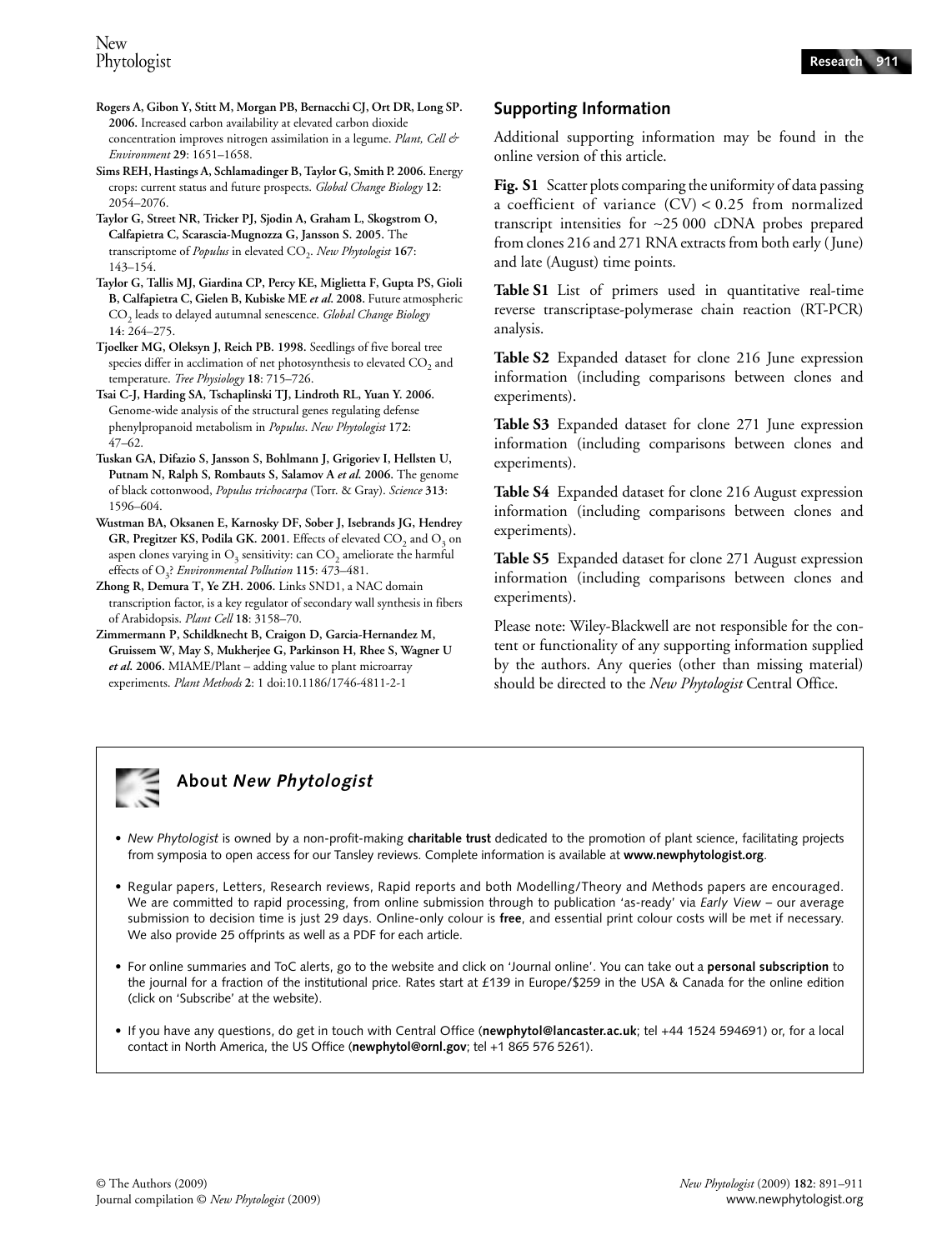**Rogers A, Gibon Y, Stitt M, Morgan PB, Bernacchi CJ, Ort DR, Long SP. 2006.** Increased carbon availability at elevated carbon dioxide concentration improves nitrogen assimilation in a legume. *Plant, Cell & Environment* **29**: 1651–1658.

**Sims REH, Hastings A, Schlamadinger B, Taylor G, Smith P. 2006.** Energy crops: current status and future prospects. *Global Change Biology* **12**: 2054–2076.

**Taylor G, Street NR, Tricker PJ, Sjodin A, Graham L, Skogstrom O, Calfapietra C, Scarascia-Mugnozza G, Jansson S. 2005.** The transcriptome of *Populus* in elevated $CO_2$. *New Phytologist* **167**: 143–154.

**Taylor G, Tallis MJ, Giardina CP, Percy KE, Miglietta F, Gupta PS, Gioli B, Calfapietra C, Gielen B, Kubiske ME *et al.* 2008.** Future atmospheric $CO_2$ leads to delayed autumnal senescence. *Global Change Biology* **14**: 264–275.

**Tjoelker MG, Oleksyn J, Reich PB. 1998.** Seedlings of five boreal tree species differ in acclimation of net photosynthesis to elevated $CO_2$ and temperature. *Tree Physiology* **18**: 715–726.

**Tsai C-J, Harding SA, Tschaplinski TJ, Lindroth RL, Yuan Y. 2006.** Genome-wide analysis of the structural genes regulating defense phenylpropanoid metabolism in *Populus*. *New Phytologist* **172**: 47–62.

**Tuskan GA, Difazio S, Jansson S, Bohlmann J, Grigoriev I, Hellsten U, Putnam N, Ralph S, Rombauts S, Salamov A *et al.* 2006.** The genome of black cottonwood, *Populus trichocarpa* (Torr. & Gray). *Science* **313**: 1596–604.

**Wustman BA, Oksanen E, Karnosky DF, Sober J, Isebrands JG, Hendrey GR, Pregitzer KS, Podila GK. 2001.** Effects of elevated $CO_2$ and $O_3$ on aspen clones varying in $O_3$ sensitivity: can $CO_2$ ameliorate the harmful effects of $O_3$? *Environmental Pollution* **115**: 473–481.

**Zhong R, Demura T, Ye ZH. 2006.** Links SND1, a NAC domain transcription factor, is a key regulator of secondary wall synthesis in fibers of Arabidopsis. *Plant Cell* **18**: 3158–70.

**Zimmermann P, Schildknecht B, Craigon D, Garcia-Hernandez M, Gruissem W, May S, Mukherjee G, Parkinson H, Rhee S, Wagner U *et al.* 2006.** MIAME/Plant – adding value to plant microarray experiments. *Plant Methods* **2**: 1 doi:10.1186/1746-4811-2-1

## Supporting Information

Additional supporting information may be found in the online version of this article.

**Fig. S1** Scatter plots comparing the uniformity of data passing a coefficient of variance (CV) < 0.25 from normalized transcript intensities for ~25 000 cDNA probes prepared from clones 216 and 271 RNA extracts from both early (June) and late (August) time points.

**Table S1** List of primers used in quantitative real-time reverse transcriptase-polymerase chain reaction (RT-PCR) analysis.

**Table S2** Expanded dataset for clone 216 June expression information (including comparisons between clones and experiments).

**Table S3** Expanded dataset for clone 271 June expression information (including comparisons between clones and experiments).

**Table S4** Expanded dataset for clone 216 August expression information (including comparisons between clones and experiments).

**Table S5** Expanded dataset for clone 271 August expression information (including comparisons between clones and experiments).

Please note: Wiley-Blackwell are not responsible for the content or functionality of any supporting information supplied by the authors. Any queries (other than missing material) should be directed to the *New Phytologist* Central Office.

## About *New Phytologist*

- *New Phytologist* is owned by a non-profit-making **charitable trust** dedicated to the promotion of plant science, facilitating projects from symposia to open access for our Tansley reviews. Complete information is available at **www.newphytologist.org**.
- Regular papers, Letters, Research reviews, Rapid reports and both Modelling/Theory and Methods papers are encouraged. We are committed to rapid processing, from online submission through to publication 'as-ready' via *Early View* – our average submission to decision time is just 29 days. Online-only colour is **free**, and essential print colour costs will be met if necessary. We also provide 25 offprints as well as a PDF for each article.
- For online summaries and ToC alerts, go to the website and click on 'Journal online'. You can take out a **personal subscription** to the journal for a fraction of the institutional price. Rates start at £139 in Europe/$259 in the USA & Canada for the online edition (click on 'Subscribe' at the website).
- If you have any questions, do get in touch with Central Office (**newphytol@lancaster.ac.uk**; tel +44 1524 594691) or, for a local contact in North America, the US Office (**newphytol@ornl.gov**; tel +1 865 576 5261).